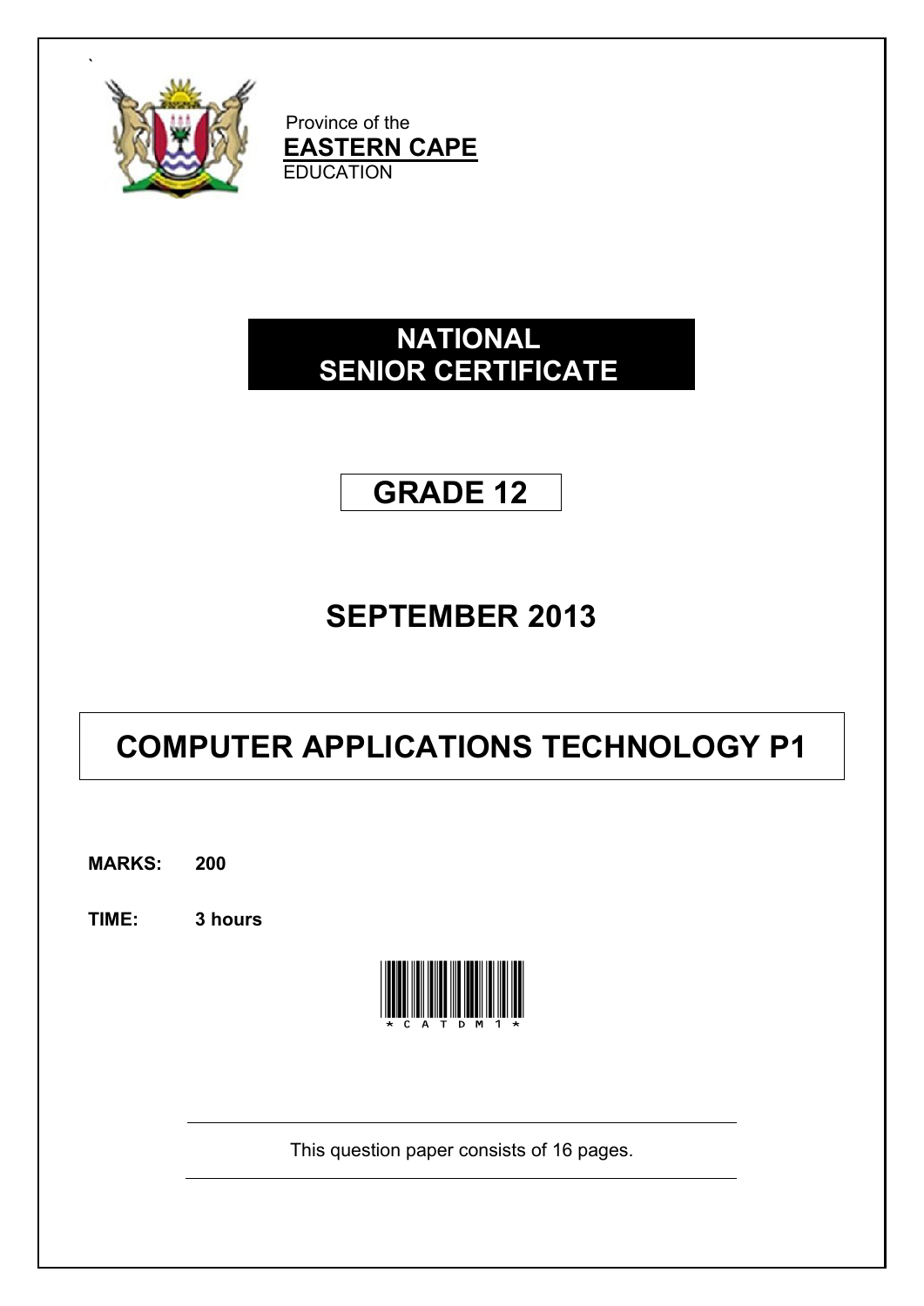Province of the
**EASTERN CAPE**
EDUCATION

# NATIONAL SENIOR CERTIFICATE

## GRADE 12

## SEPTEMBER 2013

# COMPUTER APPLICATIONS TECHNOLOGY P1

**MARKS:** **200**

**TIME:** **3 hours**

*CATDM1*

This question paper consists of 16 pages.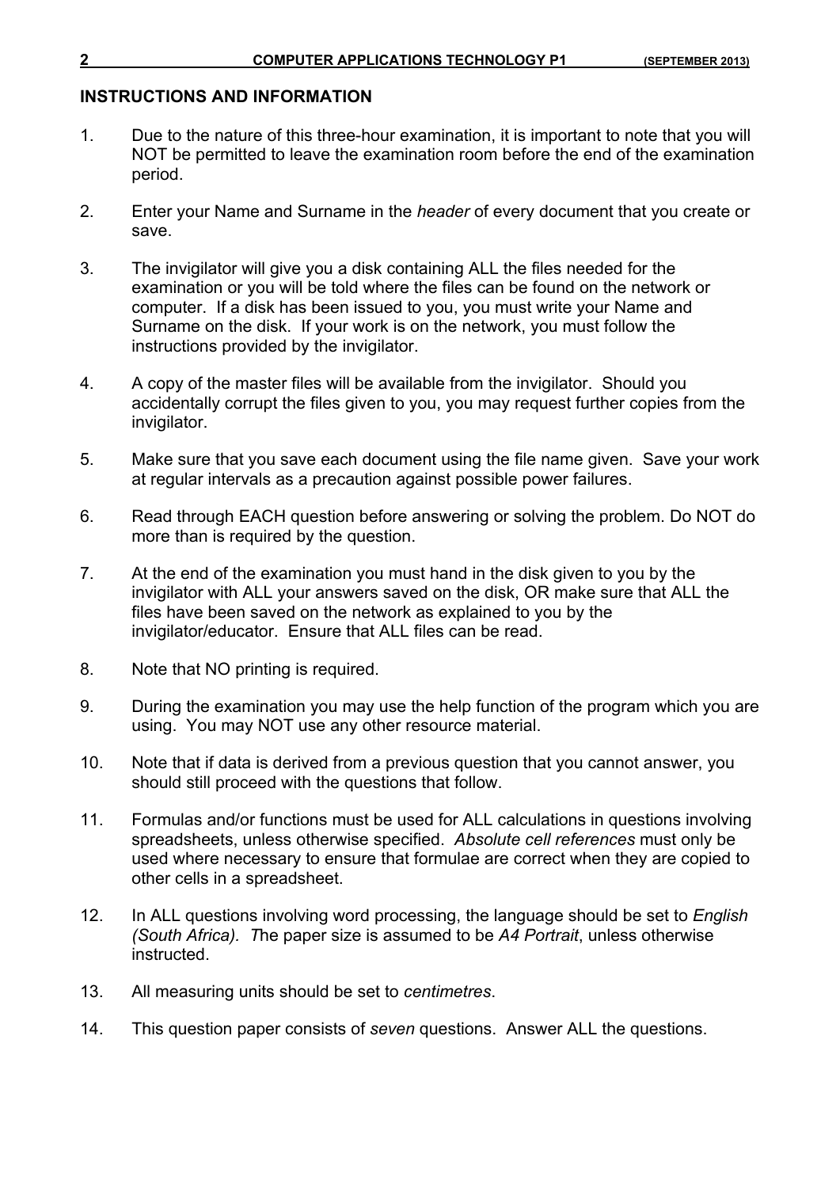## INSTRUCTIONS AND INFORMATION

1. Due to the nature of this three-hour examination, it is important to note that you will NOT be permitted to leave the examination room before the end of the examination period.

2. Enter your Name and Surname in the *header* of every document that you create or save.

3. The invigilator will give you a disk containing ALL the files needed for the examination or you will be told where the files can be found on the network or computer. If a disk has been issued to you, you must write your Name and Surname on the disk. If your work is on the network, you must follow the instructions provided by the invigilator.

4. A copy of the master files will be available from the invigilator. Should you accidentally corrupt the files given to you, you may request further copies from the invigilator.

5. Make sure that you save each document using the file name given. Save your work at regular intervals as a precaution against possible power failures.

6. Read through EACH question before answering or solving the problem. Do NOT do more than is required by the question.

7. At the end of the examination you must hand in the disk given to you by the invigilator with ALL your answers saved on the disk, OR make sure that ALL the files have been saved on the network as explained to you by the invigilator/educator. Ensure that ALL files can be read.

8. Note that NO printing is required.

9. During the examination you may use the help function of the program which you are using. You may NOT use any other resource material.

10. Note that if data is derived from a previous question that you cannot answer, you should still proceed with the questions that follow.

11. Formulas and/or functions must be used for ALL calculations in questions involving spreadsheets, unless otherwise specified. *Absolute cell references* must only be used where necessary to ensure that formulae are correct when they are copied to other cells in a spreadsheet.

12. In ALL questions involving word processing, the language should be set to *English (South Africa). T*he paper size is assumed to be *A4 Portrait*, unless otherwise instructed.

13. All measuring units should be set to *centimetres*.

14. This question paper consists of *seven* questions. Answer ALL the questions.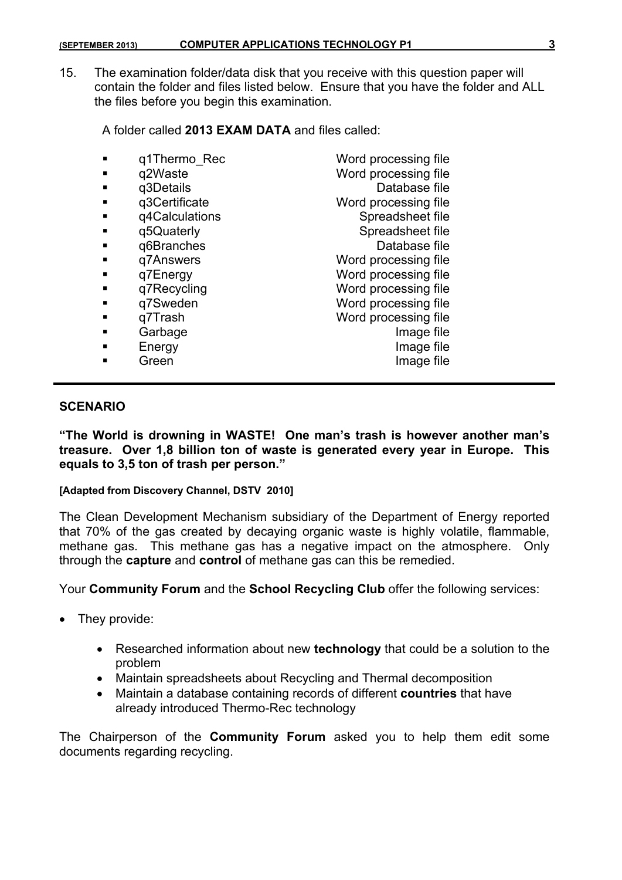15. The examination folder/data disk that you receive with this question paper will contain the folder and files listed below. Ensure that you have the folder and ALL the files before you begin this examination.

    A folder called **2013 EXAM DATA** and files called:

| | |
|---|---|
| q1Thermo_Rec | Word processing file |
| q2Waste | Word processing file |
| q3Details | Database file |
| q3Certificate | Word processing file |
| q4Calculations | Spreadsheet file |
| q5Quaterly | Spreadsheet file |
| q6Branches | Database file |
| q7Answers | Word processing file |
| q7Energy | Word processing file |
| q7Recycling | Word processing file |
| q7Sweden | Word processing file |
| q7Trash | Word processing file |
| Garbage | Image file |
| Energy | Image file |
| Green | Image file |

---

**SCENARIO**

**"The World is drowning in WASTE! One man's trash is however another man's treasure. Over 1,8 billion ton of waste is generated every year in Europe. This equals to 3,5 ton of trash per person."**

**[Adapted from Discovery Channel, DSTV 2010]**

The Clean Development Mechanism subsidiary of the Department of Energy reported that 70% of the gas created by decaying organic waste is highly volatile, flammable, methane gas. This methane gas has a negative impact on the atmosphere. Only through the **capture** and **control** of methane gas can this be remedied.

Your **Community Forum** and the **School Recycling Club** offer the following services:

- They provide:
    - Researched information about new **technology** that could be a solution to the problem
    - Maintain spreadsheets about Recycling and Thermal decomposition
    - Maintain a database containing records of different **countries** that have already introduced Thermo-Rec technology

The Chairperson of the **Community Forum** asked you to help them edit some documents regarding recycling.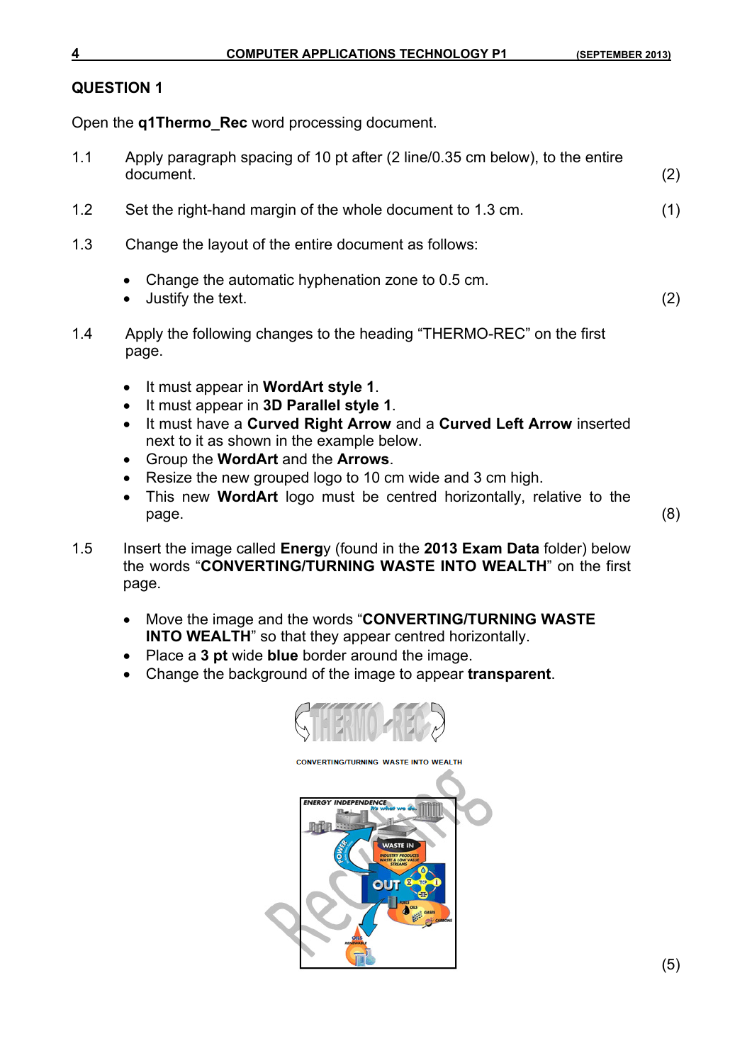## QUESTION 1

Open the **q1Thermo_Rec** word processing document.

1.1 Apply paragraph spacing of 10 pt after (2 line/0.35 cm below), to the entire document. (2)

1.2 Set the right-hand margin of the whole document to 1.3 cm. (1)

1.3 Change the layout of the entire document as follows:

- Change the automatic hyphenation zone to 0.5 cm.
- Justify the text. (2)

1.4 Apply the following changes to the heading "THERMO-REC" on the first page.

- It must appear in **WordArt style 1**.
- It must appear in **3D Parallel style 1**.
- It must have a **Curved Right Arrow** and a **Curved Left Arrow** inserted next to it as shown in the example below.
- Group the **WordArt** and the **Arrows**.
- Resize the new grouped logo to 10 cm wide and 3 cm high.
- This new **WordArt** logo must be centred horizontally, relative to the page. (8)

1.5 Insert the image called **Energ**y (found in the **2013 Exam Data** folder) below the words "**CONVERTING/TURNING WASTE INTO WEALTH**" on the first page.

- Move the image and the words "**CONVERTING/TURNING WASTE INTO WEALTH**" so that they appear centred horizontally.
- Place a **3 pt** wide **blue** border around the image.
- Change the background of the image to appear **transparent**.

CONVERTING/TURNING WASTE INTO WEALTH

(5)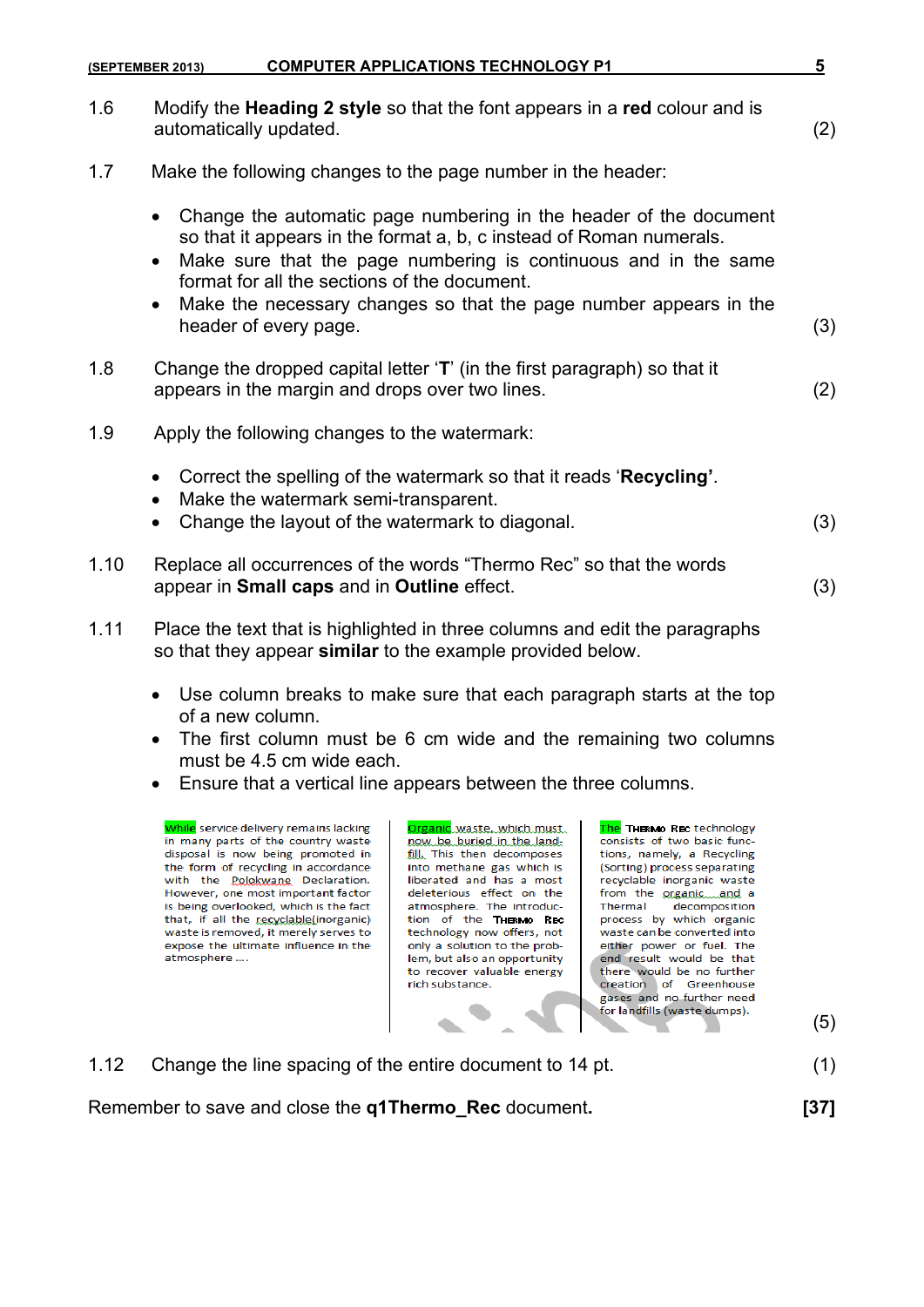1.6 Modify the **Heading 2 style** so that the font appears in a **red** colour and is automatically updated. (2)

1.7 Make the following changes to the page number in the header:

- Change the automatic page numbering in the header of the document so that it appears in the format a, b, c instead of Roman numerals.
- Make sure that the page numbering is continuous and in the same format for all the sections of the document.
- Make the necessary changes so that the page number appears in the header of every page. (3)

1.8 Change the dropped capital letter '**T**' (in the first paragraph) so that it appears in the margin and drops over two lines. (2)

1.9 Apply the following changes to the watermark:

- Correct the spelling of the watermark so that it reads '**Recycling**'.
- Make the watermark semi-transparent.
- Change the layout of the watermark to diagonal. (3)

1.10 Replace all occurrences of the words "Thermo Rec" so that the words appear in **Small caps** and in **Outline** effect. (3)

1.11 Place the text that is highlighted in three columns and edit the paragraphs so that they appear **similar** to the example provided below.

- Use column breaks to make sure that each paragraph starts at the top of a new column.
- The first column must be 6 cm wide and the remaining two columns must be 4.5 cm wide each.
- Ensure that a vertical line appears between the three columns.

While service delivery remains lacking in many parts of the country waste disposal is now being promoted in the form of recycling in accordance with the Polokwane Declaration. However, one most important factor is being overlooked, which is the fact that, if all the recyclable(inorganic) waste is removed, it merely serves to expose the ultimate influence in the atmosphere ....

Organic waste, which must now be buried in the land-fill. This then decomposes into methane gas which is liberated and has a most deleterious effect on the atmosphere. The introduction of the THERMO REC technology now offers, not only a solution to the problem, but also an opportunity to recover valuable energy rich substance.

The THERMO REC technology consists of two basic functions, namely, a Recycling (Sorting) process separating recyclable inorganic waste from the organic and a Thermal decomposition process by which organic waste can be converted into either power or fuel. The end result would be that there would be no further creation of Greenhouse gases and no further need for landfills (waste dumps).

(5)

1.12 Change the line spacing of the entire document to 14 pt. (1)

Remember to save and close the **q1Thermo_Rec** document. **[37]**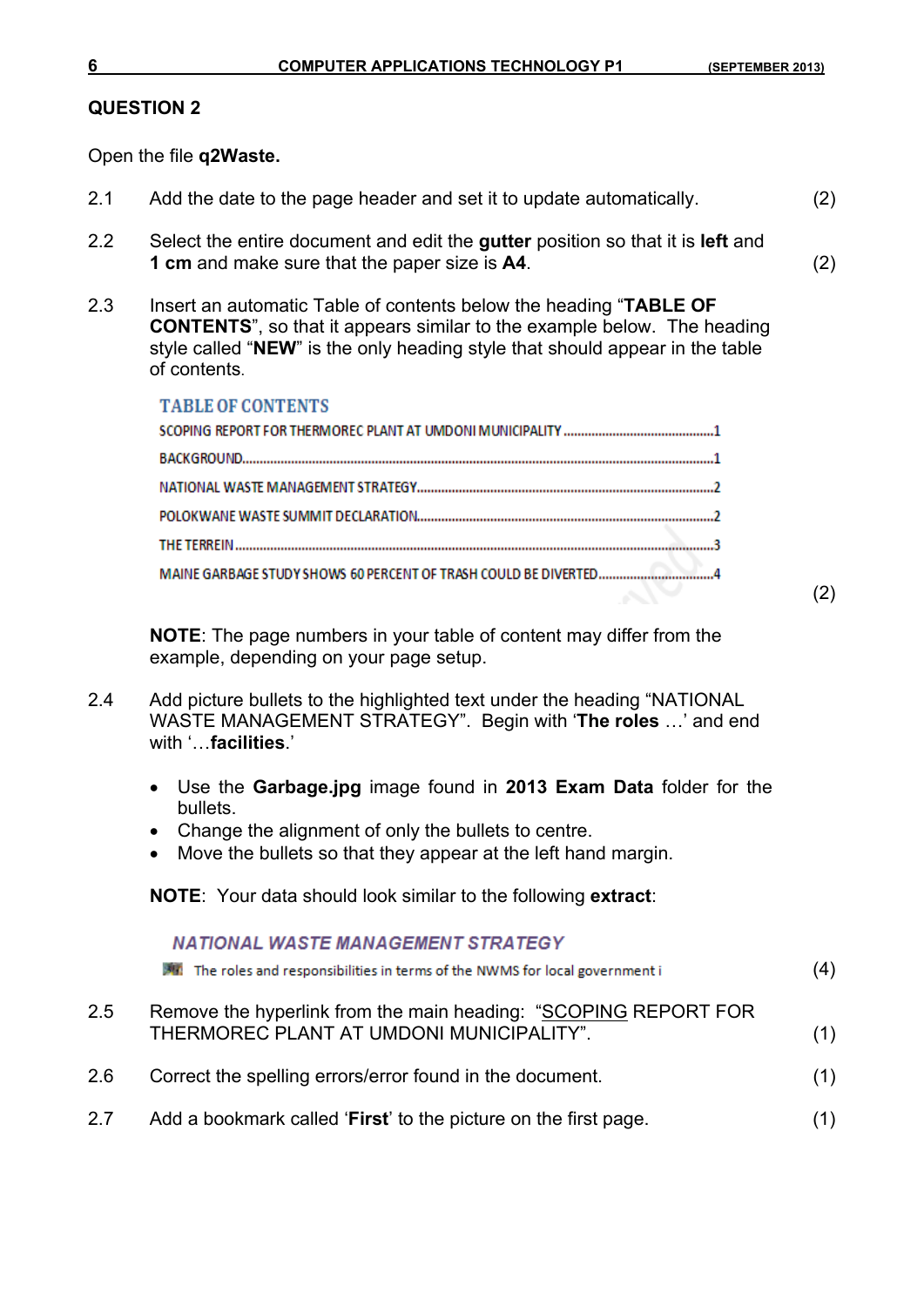## QUESTION 2

Open the file **q2Waste.**

2.1 Add the date to the page header and set it to update automatically. (2)

2.2 Select the entire document and edit the **gutter** position so that it is **left** and **1 cm** and make sure that the paper size is **A4**. (2)

2.3 Insert an automatic Table of contents below the heading "**TABLE OF CONTENTS**", so that it appears similar to the example below. The heading style called "**NEW**" is the only heading style that should appear in the table of contents.

TABLE OF CONTENTS

SCOPING REPORT FOR THERMOREC PLANT AT UMDONI MUNICIPALITY ........................................1
BACKGROUND..........................................................................................................................1
NATIONAL WASTE MANAGEMENT STRATEGY.......................................................................2
POLOKWANE WASTE SUMMIT DECLARATION.........................................................................2
THE TERREIN.............................................................................................................................3
MAINE GARBAGE STUDY SHOWS 60 PERCENT OF TRASH COULD BE DIVERTED..................4

(2)

**NOTE**: The page numbers in your table of content may differ from the example, depending on your page setup.

2.4 Add picture bullets to the highlighted text under the heading "NATIONAL WASTE MANAGEMENT STRATEGY". Begin with '**The roles** …' and end with '…**facilities**.'

- Use the **Garbage.jpg** image found in **2013 Exam Data** folder for the bullets.
- Change the alignment of only the bullets to centre.
- Move the bullets so that they appear at the left hand margin.

**NOTE**: Your data should look similar to the following **extract**:

*NATIONAL WASTE MANAGEMENT STRATEGY*

The roles and responsibilities in terms of the NWMS for local government i (4)

2.5 Remove the hyperlink from the main heading: "SCOPING REPORT FOR THERMOREC PLANT AT UMDONI MUNICIPALITY". (1)

2.6 Correct the spelling errors/error found in the document. (1)

2.7 Add a bookmark called '**First**' to the picture on the first page. (1)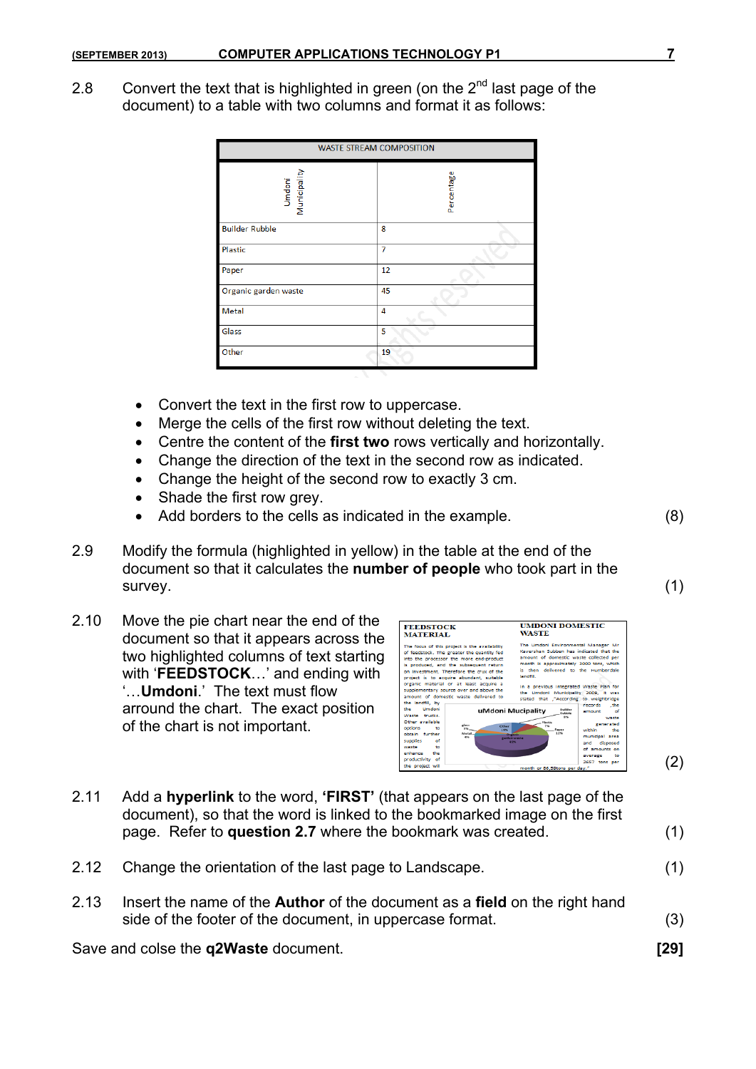2.8 Convert the text that is highlighted in green (on the 2nd last page of the document) to a table with two columns and format it as follows:

| WASTE STREAM COMPOSITION | |
|---|---|
| Umdoni Municipality | Percentage |
| Builder Rubble | 8 |
| Plastic | 7 |
| Paper | 12 |
| Organic garden waste | 45 |
| Metal | 4 |
| Glass | 5 |
| Other | 19 |

- Convert the text in the first row to uppercase.
- Merge the cells of the first row without deleting the text.
- Centre the content of the **first two** rows vertically and horizontally.
- Change the direction of the text in the second row as indicated.
- Change the height of the second row to exactly 3 cm.
- Shade the first row grey.
- Add borders to the cells as indicated in the example. (8)

2.9 Modify the formula (highlighted in yellow) in the table at the end of the document so that it calculates the **number of people** who took part in the survey. (1)

2.10 Move the pie chart near the end of the document so that it appears across the two highlighted columns of text starting with '**FEEDSTOCK**…' and ending with '…**Umdoni**.' The text must flow arround the chart. The exact position of the chart is not important. (2)

2.11 Add a **hyperlink** to the word, **'FIRST'** (that appears on the last page of the document), so that the word is linked to the bookmarked image on the first page. Refer to **question 2.7** where the bookmark was created. (1)

2.12 Change the orientation of the last page to Landscape. (1)

2.13 Insert the name of the **Author** of the document as a **field** on the right hand side of the footer of the document, in uppercase format. (3)

Save and colse the **q2Waste** document. **[29]**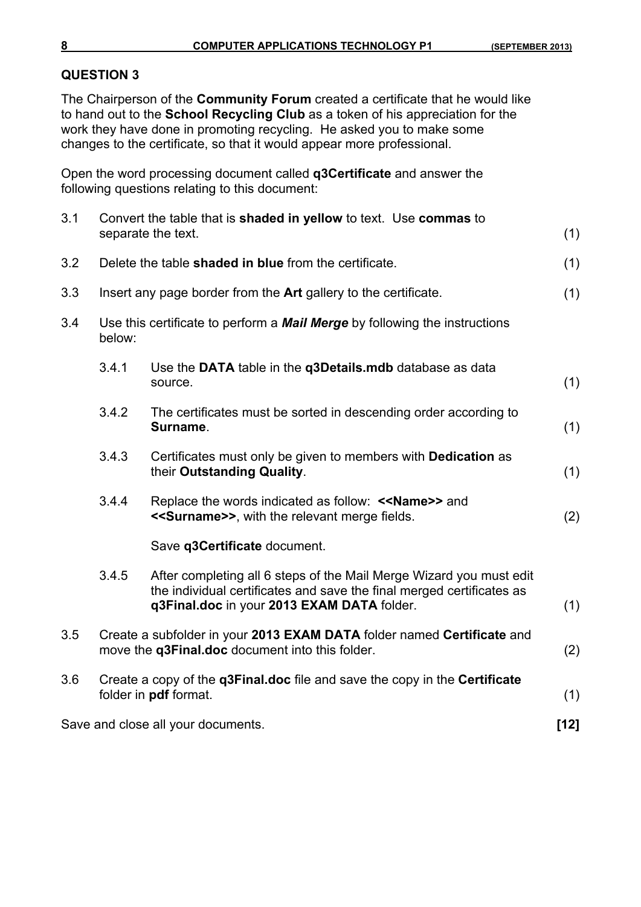## QUESTION 3

The Chairperson of the **Community Forum** created a certificate that he would like to hand out to the **School Recycling Club** as a token of his appreciation for the work they have done in promoting recycling. He asked you to make some changes to the certificate, so that it would appear more professional.

Open the word processing document called **q3Certificate** and answer the following questions relating to this document:

3.1 Convert the table that is **shaded in yellow** to text. Use **commas** to separate the text. (1)

3.2 Delete the table **shaded in blue** from the certificate. (1)

3.3 Insert any page border from the **Art** gallery to the certificate. (1)

3.4 Use this certificate to perform a ***Mail Merge*** by following the instructions below:

3.4.1 Use the **DATA** table in the **q3Details.mdb** database as data source. (1)

3.4.2 The certificates must be sorted in descending order according to **Surname**. (1)

3.4.3 Certificates must only be given to members with **Dedication** as their **Outstanding Quality**. (1)

3.4.4 Replace the words indicated as follow: **<<Name>>** and **<<Surname>>**, with the relevant merge fields. (2)

Save **q3Certificate** document.

3.4.5 After completing all 6 steps of the Mail Merge Wizard you must edit the individual certificates and save the final merged certificates as **q3Final.doc** in your **2013 EXAM DATA** folder. (1)

3.5 Create a subfolder in your **2013 EXAM DATA** folder named **Certificate** and move the **q3Final.doc** document into this folder. (2)

3.6 Create a copy of the **q3Final.doc** file and save the copy in the **Certificate** folder in **pdf** format. (1)

Save and close all your documents. **[12]**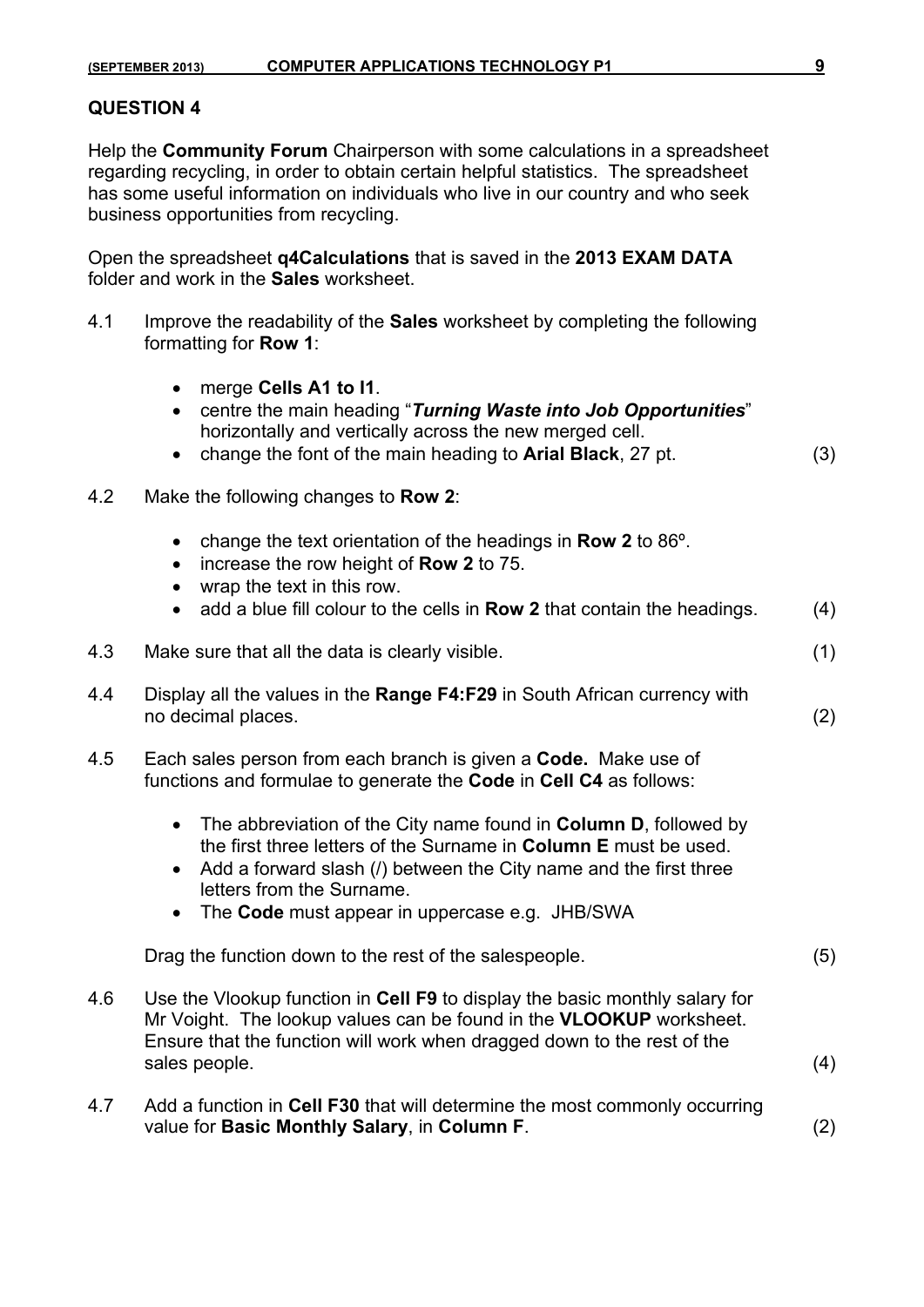## QUESTION 4

Help the **Community Forum** Chairperson with some calculations in a spreadsheet regarding recycling, in order to obtain certain helpful statistics. The spreadsheet has some useful information on individuals who live in our country and who seek business opportunities from recycling.

Open the spreadsheet **q4Calculations** that is saved in the **2013 EXAM DATA** folder and work in the **Sales** worksheet.

4.1 Improve the readability of the **Sales** worksheet by completing the following formatting for **Row 1**:

- merge **Cells A1 to I1**.
- centre the main heading "***Turning Waste into Job Opportunities***" horizontally and vertically across the new merged cell.
- change the font of the main heading to **Arial Black**, 27 pt. (3)

4.2 Make the following changes to **Row 2**:

- change the text orientation of the headings in **Row 2** to 86º.
- increase the row height of **Row 2** to 75.
- wrap the text in this row.
- add a blue fill colour to the cells in **Row 2** that contain the headings. (4)

4.3 Make sure that all the data is clearly visible. (1)

4.4 Display all the values in the **Range F4:F29** in South African currency with no decimal places. (2)

4.5 Each sales person from each branch is given a **Code.** Make use of functions and formulae to generate the **Code** in **Cell C4** as follows:

- The abbreviation of the City name found in **Column D**, followed by the first three letters of the Surname in **Column E** must be used.
- Add a forward slash (/) between the City name and the first three letters from the Surname.
- The **Code** must appear in uppercase e.g. JHB/SWA

Drag the function down to the rest of the salespeople. (5)

4.6 Use the Vlookup function in **Cell F9** to display the basic monthly salary for Mr Voight. The lookup values can be found in the **VLOOKUP** worksheet. Ensure that the function will work when dragged down to the rest of the sales people. (4)

4.7 Add a function in **Cell F30** that will determine the most commonly occurring value for **Basic Monthly Salary**, in **Column F**. (2)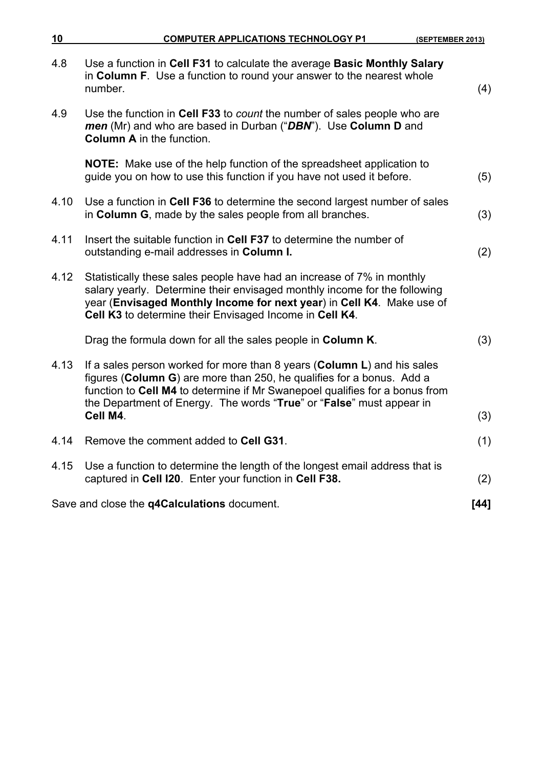4.8 Use a function in **Cell F31** to calculate the average **Basic Monthly Salary** in **Column F**. Use a function to round your answer to the nearest whole number. (4)

4.9 Use the function in **Cell F33** to *count* the number of sales people who are ***men*** (Mr) and who are based in Durban ("***DBN***"). Use **Column D** and **Column A** in the function.

**NOTE:** Make use of the help function of the spreadsheet application to guide you on how to use this function if you have not used it before. (5)

4.10 Use a function in **Cell F36** to determine the second largest number of sales in **Column G**, made by the sales people from all branches. (3)

4.11 Insert the suitable function in **Cell F37** to determine the number of outstanding e-mail addresses in **Column I.** (2)

4.12 Statistically these sales people have had an increase of 7% in monthly salary yearly. Determine their envisaged monthly income for the following year (**Envisaged Monthly Income for next year**) in **Cell K4**. Make use of **Cell K3** to determine their Envisaged Income in **Cell K4**.

Drag the formula down for all the sales people in **Column K**. (3)

4.13 If a sales person worked for more than 8 years (**Column L**) and his sales figures (**Column G**) are more than 250, he qualifies for a bonus. Add a function to **Cell M4** to determine if Mr Swanepoel qualifies for a bonus from the Department of Energy. The words "**True**" or "**False**" must appear in **Cell M4**. (3)

4.14 Remove the comment added to **Cell G31**. (1)

4.15 Use a function to determine the length of the longest email address that is captured in **Cell I20**. Enter your function in **Cell F38.** (2)

Save and close the **q4Calculations** document. **[44]**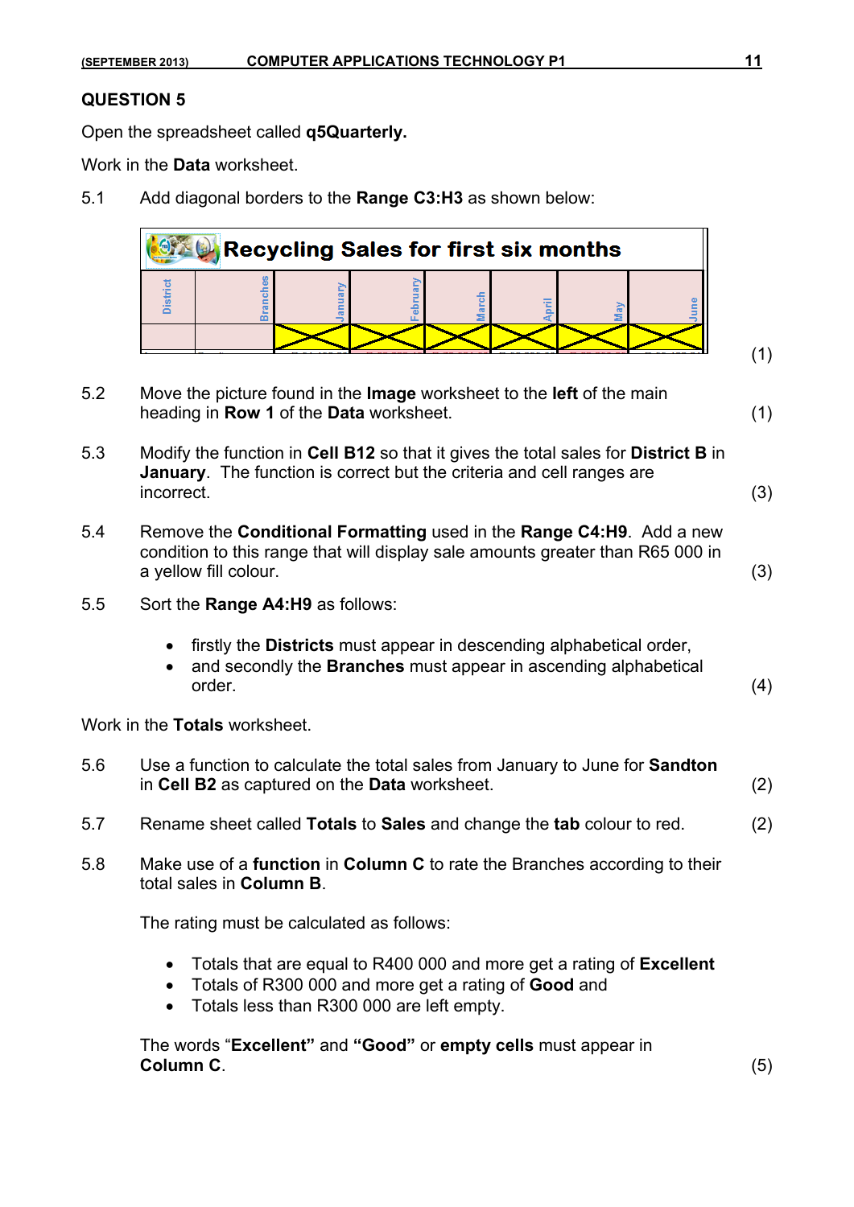## QUESTION 5

Open the spreadsheet called **q5Quarterly.**

Work in the **Data** worksheet.

5.1 Add diagonal borders to the **Range C3:H3** as shown below:

| Recycling Sales for first six months | | | | | | | |
|---|---|---|---|---|---|---|---|
| District | Branches | January | February | March | April | May | June |
| | | | | | | | |

(1)

5.2 Move the picture found in the **Image** worksheet to the **left** of the main heading in **Row 1** of the **Data** worksheet. (1)

5.3 Modify the function in **Cell B12** so that it gives the total sales for **District B** in **January**. The function is correct but the criteria and cell ranges are incorrect. (3)

5.4 Remove the **Conditional Formatting** used in the **Range C4:H9**. Add a new condition to this range that will display sale amounts greater than R65 000 in a yellow fill colour. (3)

5.5 Sort the **Range A4:H9** as follows:

- firstly the **Districts** must appear in descending alphabetical order,
- and secondly the **Branches** must appear in ascending alphabetical order. (4)

Work in the **Totals** worksheet.

5.6 Use a function to calculate the total sales from January to June for **Sandton** in **Cell B2** as captured on the **Data** worksheet. (2)

5.7 Rename sheet called **Totals** to **Sales** and change the **tab** colour to red. (2)

5.8 Make use of a **function** in **Column C** to rate the Branches according to their total sales in **Column B**.

The rating must be calculated as follows:

- Totals that are equal to R400 000 and more get a rating of **Excellent**
- Totals of R300 000 and more get a rating of **Good** and
- Totals less than R300 000 are left empty.

The words "**Excellent**" and **"Good"** or **empty cells** must appear in **Column C**. (5)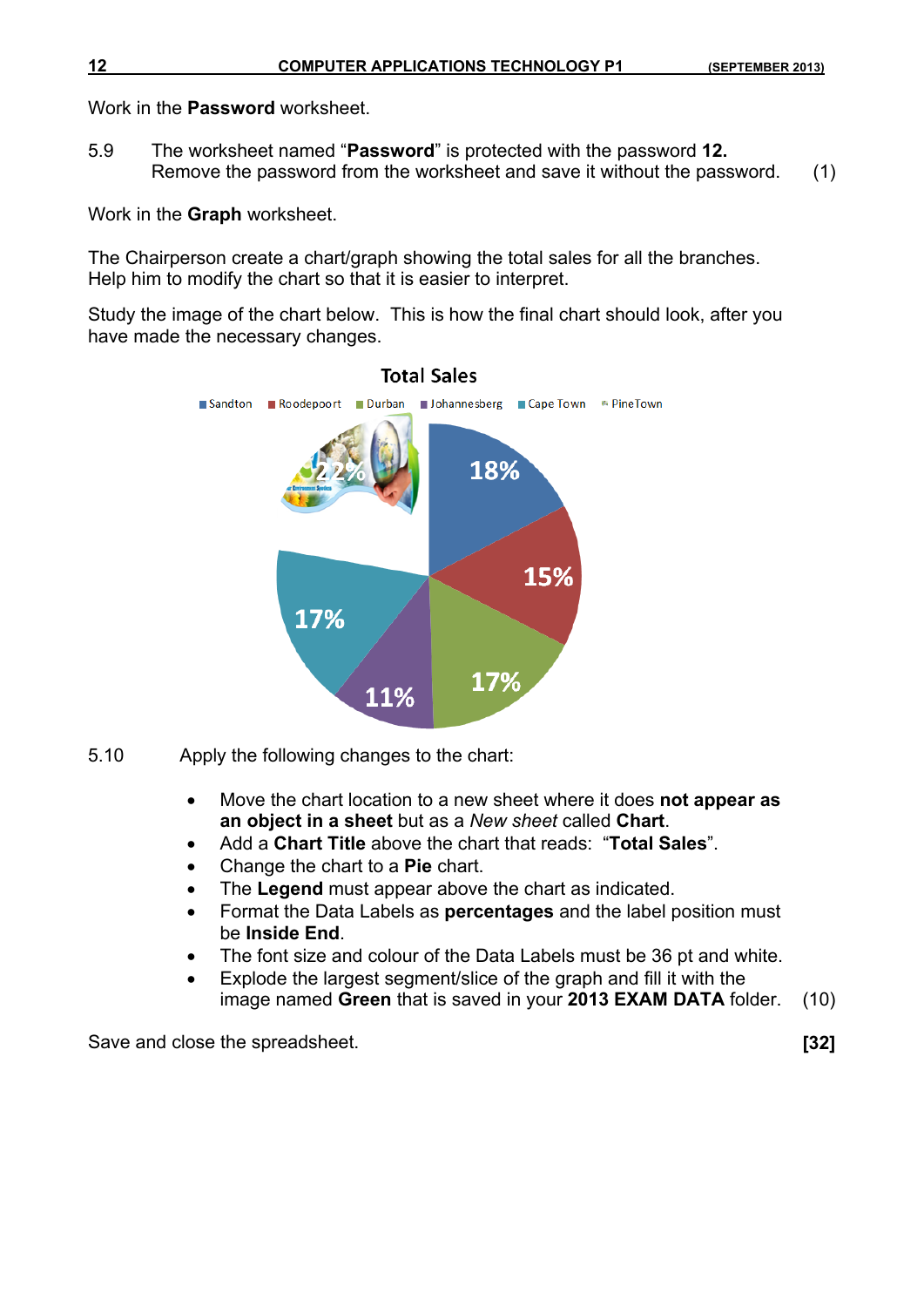Work in the **Password** worksheet.

5.9 The worksheet named "**Password**" is protected with the password **12.** Remove the password from the worksheet and save it without the password. (1)

Work in the **Graph** worksheet.

The Chairperson create a chart/graph showing the total sales for all the branches. Help him to modify the chart so that it is easier to interpret.

Study the image of the chart below. This is how the final chart should look, after you have made the necessary changes.

5.10 Apply the following changes to the chart:

- Move the chart location to a new sheet where it does **not appear as an object in a sheet** but as a *New sheet* called **Chart**.
- Add a **Chart Title** above the chart that reads: "**Total Sales**".
- Change the chart to a **Pie** chart.
- The **Legend** must appear above the chart as indicated.
- Format the Data Labels as **percentages** and the label position must be **Inside End**.
- The font size and colour of the Data Labels must be 36 pt and white.
- Explode the largest segment/slice of the graph and fill it with the image named **Green** that is saved in your **2013 EXAM DATA** folder. (10)

Save and close the spreadsheet. **[32]**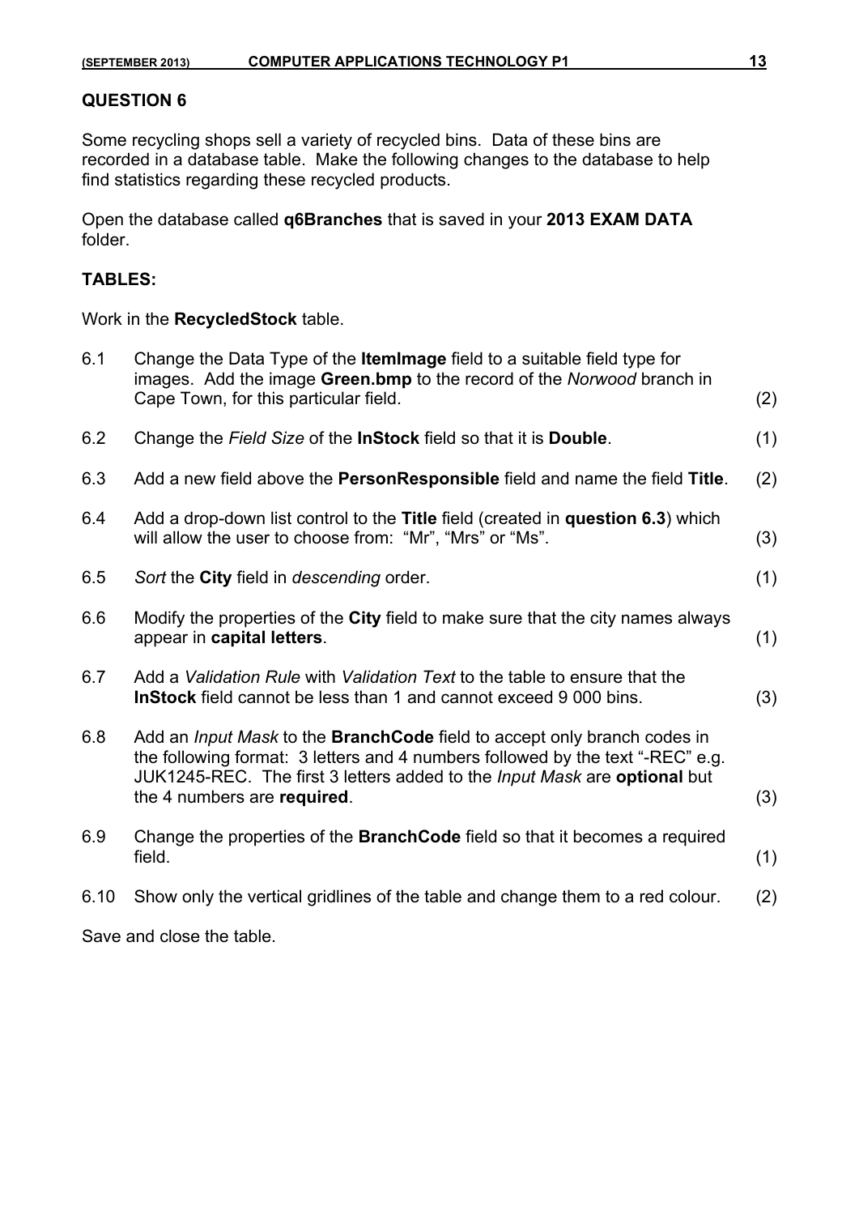## QUESTION 6

Some recycling shops sell a variety of recycled bins. Data of these bins are recorded in a database table. Make the following changes to the database to help find statistics regarding these recycled products.

Open the database called **q6Branches** that is saved in your **2013 EXAM DATA** folder.

### TABLES:

Work in the **RecycledStock** table.

| | | |
|---|---|---|
| 6.1 | Change the Data Type of the **ItemImage** field to a suitable field type for images. Add the image **Green.bmp** to the record of the *Norwood* branch in Cape Town, for this particular field. | (2) |
| 6.2 | Change the *Field Size* of the **InStock** field so that it is **Double**. | (1) |
| 6.3 | Add a new field above the **PersonResponsible** field and name the field **Title**. | (2) |
| 6.4 | Add a drop-down list control to the **Title** field (created in **question 6.3**) which will allow the user to choose from: "Mr", "Mrs" or "Ms". | (3) |
| 6.5 | *Sort* the **City** field in *descending* order. | (1) |
| 6.6 | Modify the properties of the **City** field to make sure that the city names always appear in **capital letters**. | (1) |
| 6.7 | Add a *Validation Rule* with *Validation Text* to the table to ensure that the **InStock** field cannot be less than 1 and cannot exceed 9 000 bins. | (3) |
| 6.8 | Add an *Input Mask* to the **BranchCode** field to accept only branch codes in the following format: 3 letters and 4 numbers followed by the text "-REC" e.g. JUK1245-REC. The first 3 letters added to the *Input Mask* are **optional** but the 4 numbers are **required**. | (3) |
| 6.9 | Change the properties of the **BranchCode** field so that it becomes a required field. | (1) |
| 6.10 | Show only the vertical gridlines of the table and change them to a red colour. | (2) |

Save and close the table.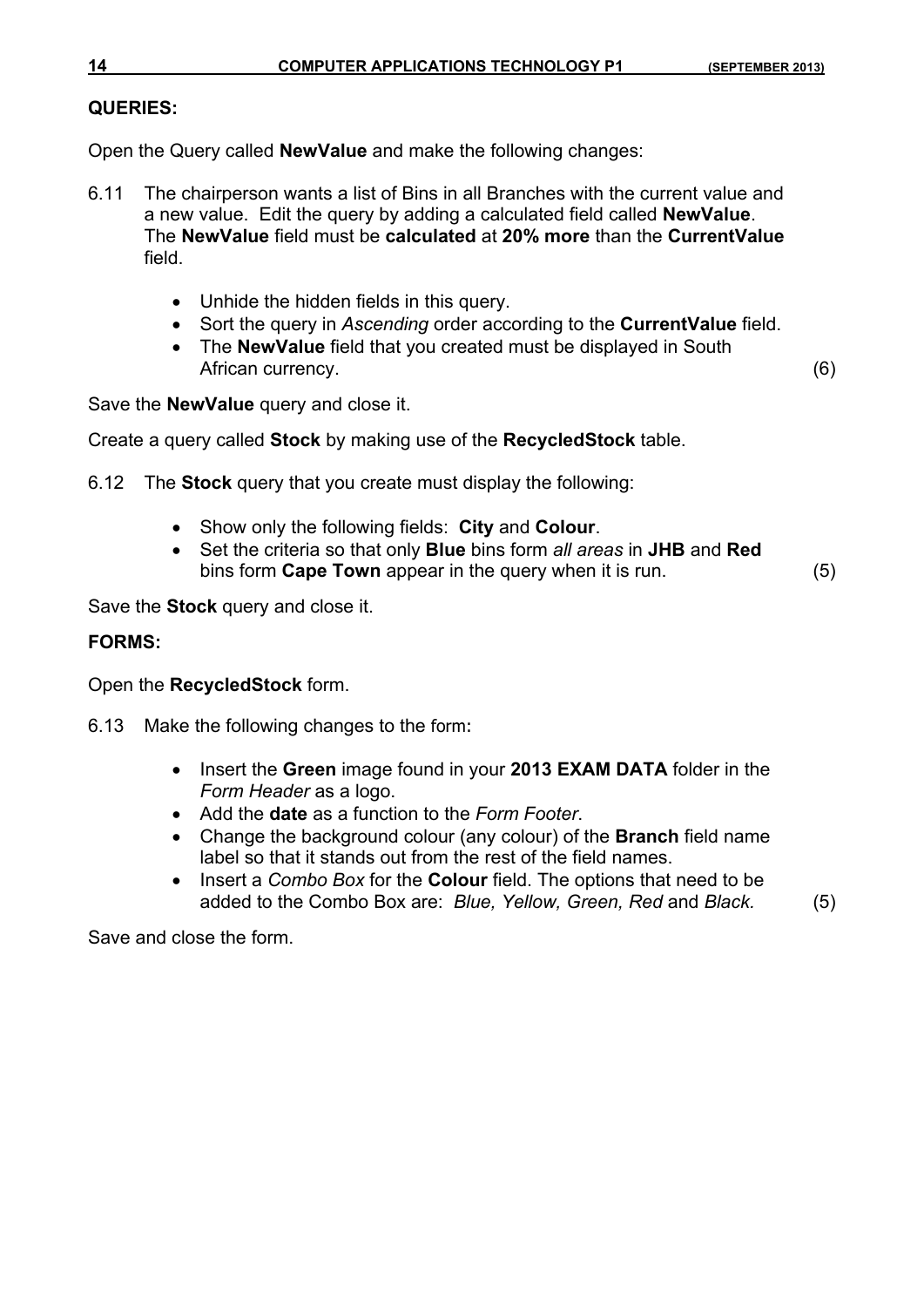**QUERIES:**

Open the Query called **NewValue** and make the following changes:

6.11 The chairperson wants a list of Bins in all Branches with the current value and a new value. Edit the query by adding a calculated field called **NewValue**. The **NewValue** field must be **calculated** at **20% more** than the **CurrentValue** field.

- Unhide the hidden fields in this query.
- Sort the query in *Ascending* order according to the **CurrentValue** field.
- The **NewValue** field that you created must be displayed in South African currency. (6)

Save the **NewValue** query and close it.

Create a query called **Stock** by making use of the **RecycledStock** table.

6.12 The **Stock** query that you create must display the following:

- Show only the following fields: **City** and **Colour**.
- Set the criteria so that only **Blue** bins form *all areas* in **JHB** and **Red** bins form **Cape Town** appear in the query when it is run. (5)

Save the **Stock** query and close it.

**FORMS:**

Open the **RecycledStock** form.

6.13 Make the following changes to the form:

- Insert the **Green** image found in your **2013 EXAM DATA** folder in the *Form Header* as a logo.
- Add the **date** as a function to the *Form Footer*.
- Change the background colour (any colour) of the **Branch** field name label so that it stands out from the rest of the field names.
- Insert a *Combo Box* for the **Colour** field. The options that need to be added to the Combo Box are: *Blue, Yellow, Green, Red* and *Black.* (5)

Save and close the form.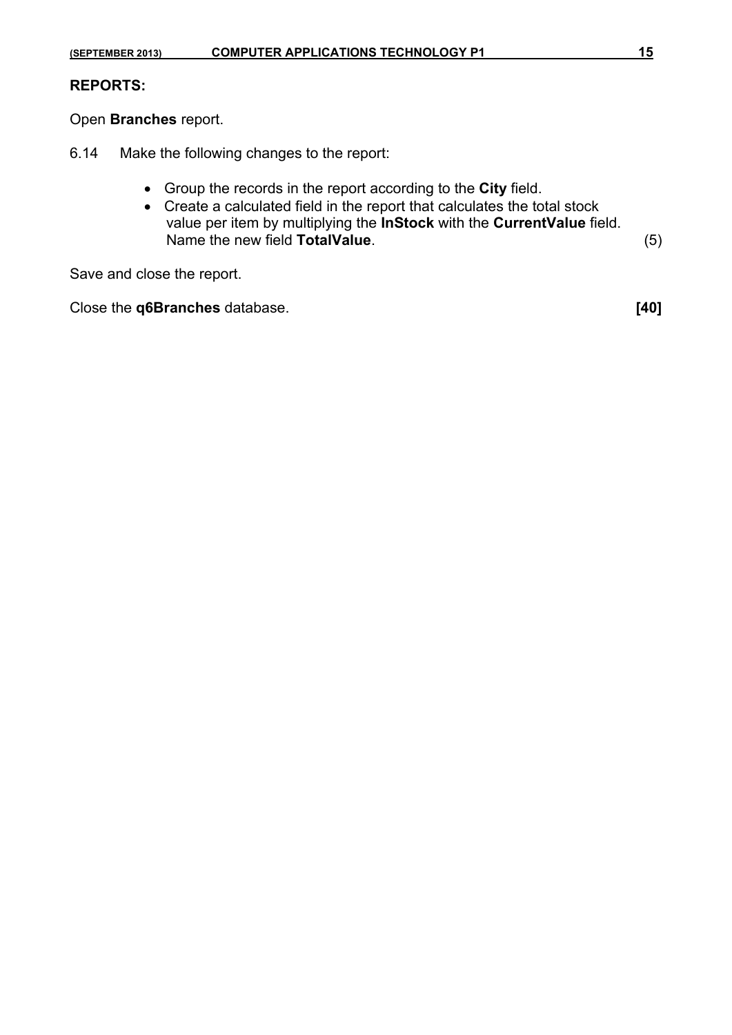**REPORTS:**

Open **Branches** report.

6.14 Make the following changes to the report:

- Group the records in the report according to the **City** field.
- Create a calculated field in the report that calculates the total stock value per item by multiplying the **InStock** with the **CurrentValue** field. Name the new field **TotalValue**. (5)

Save and close the report.

Close the **q6Branches** database. **[40]**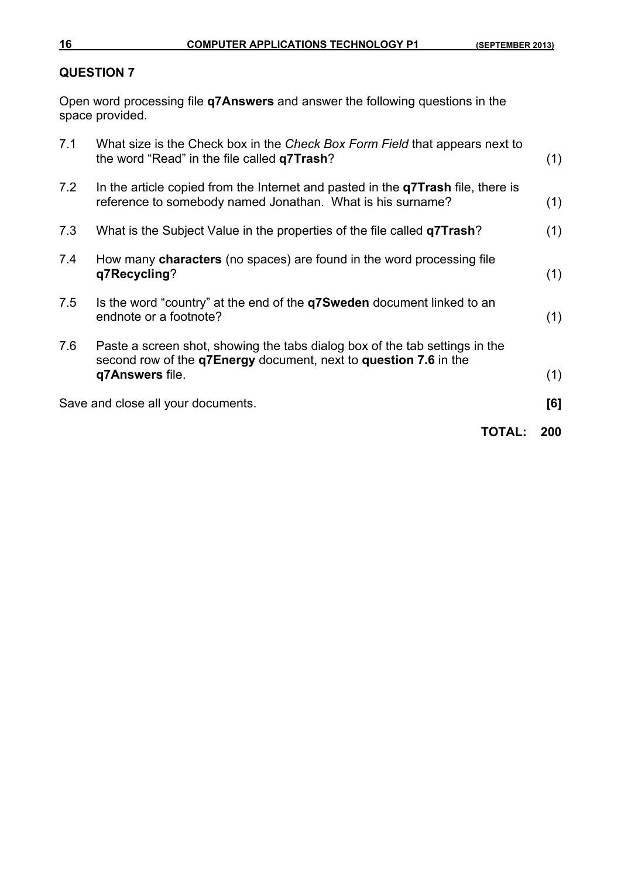## QUESTION 7

Open word processing file **q7Answers** and answer the following questions in the space provided.

| | | |
|---|---|---|
| 7.1 | What size is the Check box in the *Check Box Form Field* that appears next to the word "Read" in the file called **q7Trash**? | (1) |
| 7.2 | In the article copied from the Internet and pasted in the **q7Trash** file, there is reference to somebody named Jonathan. What is his surname? | (1) |
| 7.3 | What is the Subject Value in the properties of the file called **q7Trash**? | (1) |
| 7.4 | How many **characters** (no spaces) are found in the word processing file **q7Recycling**? | (1) |
| 7.5 | Is the word "country" at the end of the **q7Sweden** document linked to an endnote or a footnote? | (1) |
| 7.6 | Paste a screen shot, showing the tabs dialog box of the tab settings in the second row of the **q7Energy** document, next to **question 7.6** in the **q7Answers** file. | (1) |

Save and close all your documents. **[6]**

**TOTAL: 200**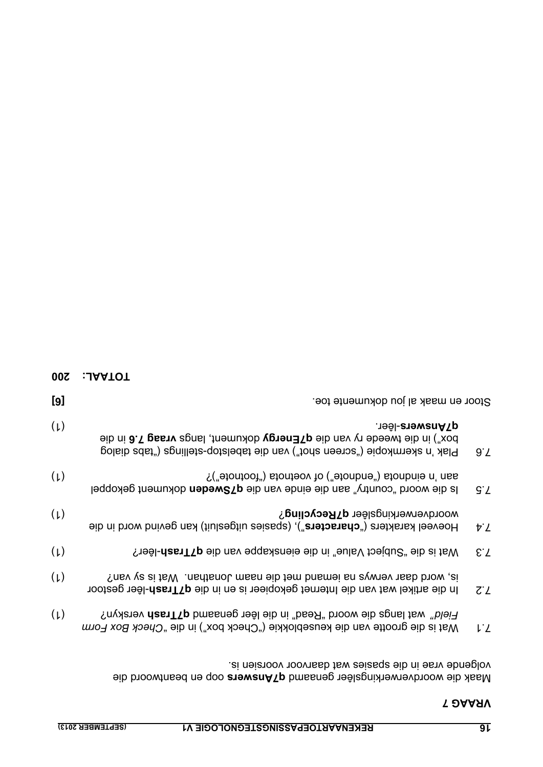## VRAAG 7

Maak die woordverwerkingslêer genaamd **q7Answers** oop en beantwoord die volgende vrae in die spasies wat daarvoor voorsien is.

7.1 Wat is die grootte van die keuseblokkie ("Check box") in die "*Check Box Form Field*" wat langs die woord "Read" in die lêer genaamd **q7Trash** verskyn? (1)

7.2 In die artikel wat van die Internet gekopieer is en in die **q7Trash**-lêer gestoor is, word daar verwys na iemand met die naam Jonathan. Wat is sy van? (1)

7.3 Wat is die "Subject Value" in die eienskappe van die **q7Trash**-lêer? (1)

7.4 Hoeveel karakters ("**characters**"), (spasies uitgesluit) kan gevind word in die woordverwerkingslêer **q7Recycling**? (1)

7.5 Is die woord "country" aan die einde van die **q7Sweden** dokument gekoppel aan 'n eindnota ("endnote") of voetnota ("footnote")? (1)

7.6 Plak 'n skermkopie ("screen shot") van die tabelstop-stellings ("tabs dialog box") in die tweede ry van die **q7Energy** dokument, langs **vraag 7.6** in die **q7Answers**-lêer. (1)

Stoor en maak al jou dokumente toe. **[6]**

**TOTAAL: 200**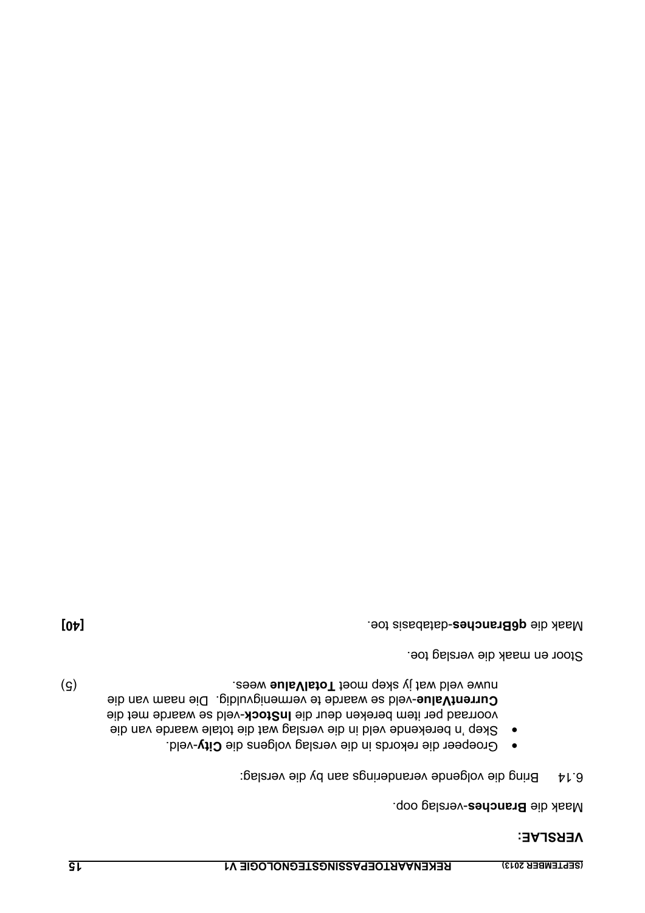## VERSLAE:

Maak die **Branches**-verslag oop.

6.14 Bring die volgende veranderings aan by die verslag:

- Groepeer die rekords in die verslag volgens die **City**-veld.
- Skep 'n berekende veld in die verslag wat die totale waarde van die voorraad per item bereken deur die **InStock**-veld se waarde met die **CurrentValue**-veld se waarde te vermenigvuldig. Die naam van die nuwe veld wat jy skep moet **TotalValue** wees. (5)

Stoor en maak die verslag toe.

Maak die **q6Branches**-databasis toe.

**[40]**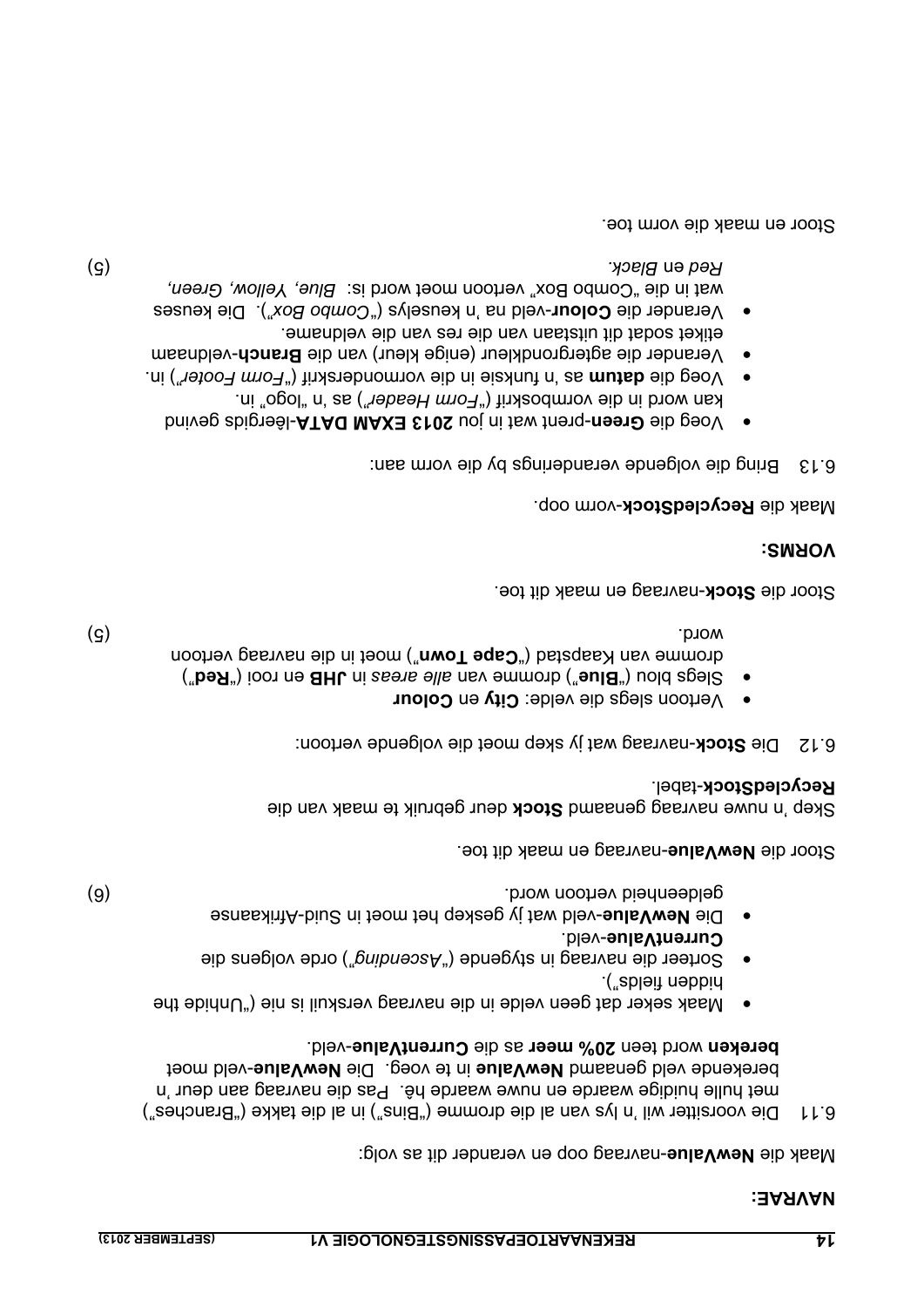## NAVRAE:

Maak die **NewValue**-navraag oop en verander dit as volg:

6.11 Die voorsitter wil 'n lys van al die dromme ("Bins") in al die takke ("Branches") met hulle huidige waarde en nuwe waarde hê. Pas die navraag aan deur 'n berekende veld genaamd **NewValue** in te voeg. Die **NewValue**-veld moet **bereken** word teen **20% meer** as die **CurrentValue**-veld.

- Maak seker dat geen velde in die navraag verskuil is nie ("Unhide the hidden fields").
- Sorteer die navraag in stygende ("*Ascending*") orde volgens die **CurrentValue**-veld.
- Die **NewValue**-veld wat jy geskep het moet in Suid-Afrikaanse geldeenheid vertoon word. (6)

Stoor die **NewValue**-navraag en maak dit toe.

Skep 'n nuwe navraag genaamd **Stock** deur gebruik te maak van die **RecycledStock**-tabel.

6.12 Die **Stock**-navraag wat jy skep moet die volgende vertoon:

- Vertoon slegs die velde: **City** en **Colour**
- Slegs blou ("**Blue**") dromme van *alle areas* in **JHB** en rooi ("**Red**") dromme van Kaapstad ("**Cape Town**") moet in die navraag vertoon word. (5)

Stoor die **Stock**-navraag en maak dit toe.

## VORMS:

Maak die **RecycledStock**-vorm oop.

6.13 Bring die volgende veranderings by die vorm aan:

- Voeg die **Green**-prent wat in jou **2013 EXAM DATA**-lêergids gevind kan word in die vormboskrif ("*Form Header*") as 'n "logo" in.
- Voeg die **datum** as 'n funksie in die vormonderskrif ("*Form Footer*") in.
- Verander die agtergrondkleur (enige kleur) van die **Branch**-veldnaam etiket sodat dit uitstaan van die res van die veldname.
- Verander die **Colour**-veld na 'n keuselys ("*Combo Box*"). Die keuses wat in die "Combo Box" vertoon moet word is: *Blue*, *Yellow*, *Green*, *Red* en *Black*. (5)

Stoor en maak die vorm toe.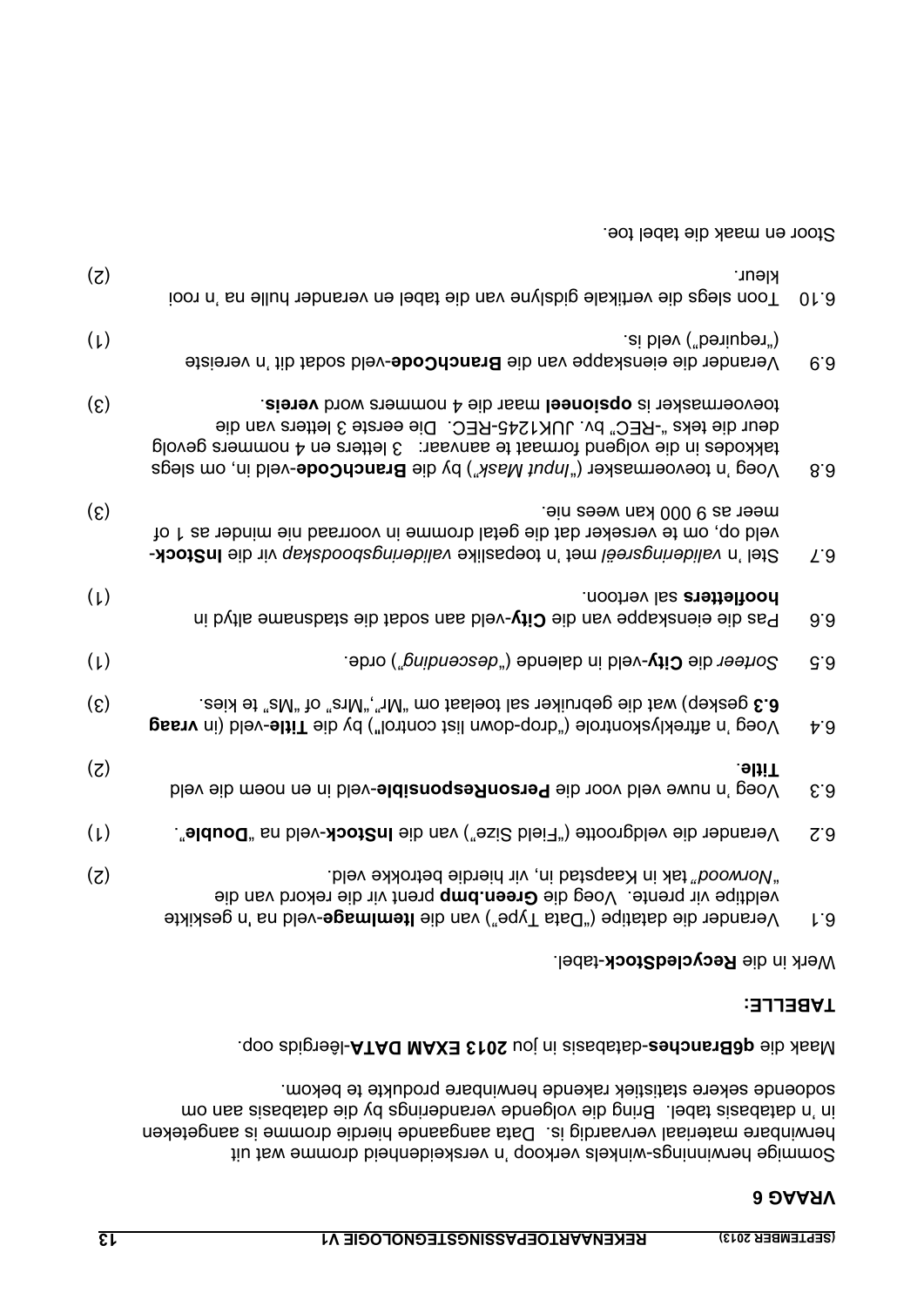# VRAAG 6

Sommige herwinnings-winkels verkoop 'n verskeidenheid dromme wat uit herwinbare materiaal vervaardig is. Data aangaande hierdie dromme is aangeteken in 'n databasis tabel. Bring die volgende veranderings by die databasis aan om sodoende sekere statistiek rakende herwinbare produkte te bekom.

Maak die **q6Branches**-databasis in jou **2013 EXAM DATA**-lêergids oop.

## TABELLE:

Werk in die **RecycledStock**-tabel.

6.1 Verander die datatipe ("Data Type") van die **ItemImage**-veld na 'n geskikte veldtipe vir prente. Voeg die **Green.bmp** prent vir die rekord van die "*Norwood*" tak in Kaapstad in, vir hierdie betrokke veld. (2)

6.2 Verander die veldgrootte ("Field Size") van die **InStock**-veld na "**Double**". (1)

6.3 Voeg 'n nuwe veld voor die **PersonResponsible**-veld in en noem die veld **Title**. (2)

6.4 Voeg 'n aftreklyskontrole ("drop-down list control") by die **Title**-veld (in **vraag 6.3** geskep) wat die gebruiker sal toelaat om "Mr","Mrs" of "Ms" te kies. (3)

6.5 *Sorteer* die **City**-veld in dalende ("*descending*") orde. (1)

6.6 Pas die eienskappe van die **City**-veld aan sodat die stadsname altyd in **hoofletters** sal vertoon. (1)

6.7 Stel 'n *valideringsreël* met 'n toepaslike *valideringsboodskap* vir die **InStock**-veld op, om te verseker dat die getal dromme in voorraad nie minder as 1 of meer as 9 000 kan wees nie. (3)

6.8 Voeg 'n toevoermasker ("*Input Mask*") by die **BranchCode**-veld in, om slegs takkodes in die volgend formaat te aanvaar: 3 letters en 4 nommers gevolg deur die teks "-REC" bv. JUK1245-REC. Die eerste 3 letters van die toevoermasker is **opsioneel** maar die 4 nommers word **vereis**. (3)

6.9 Verander die eienskappe van die **BranchCode**-veld sodat dit 'n vereiste ("required") veld is. (1)

6.10 Toon slegs die vertikale gidslyne van die tabel en verander hulle na 'n rooi kleur. (2)

Stoor en maak die tabel toe.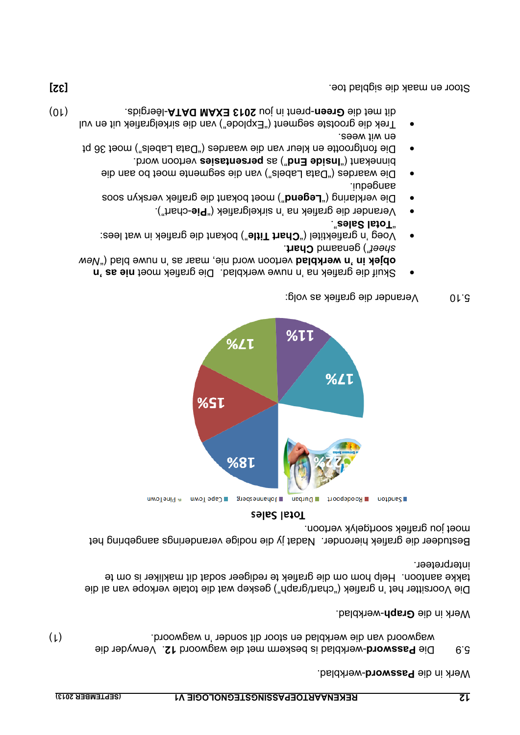Werk in die **Password**-werkblad.

5.9 Die **Password**-werkblad is beskerm met die wagwoord **12**. Verwyder die wagwoord van die werkblad en stoor dit sonder 'n wagwoord. (1)

Werk in die **Graph**-werkblad.

Die Voorsitter het 'n grafiek ("chart/graph") geskep wat die totale verkope van al die takke aantoon. Help hom om die grafiek te redigeer sodat dit makliker is om te interpreteer.

Bestudeer die grafiek hieronder. Nadat jy die nodige veranderings aangebring het moet jou grafiek soortgelyk vertoon.

**Total Sales**

Sandton, Roodepoort, Durban, Johannesberg, Cape Town, Pine Town

22%, 18%, 15%, 17%, 11%, 17%

5.10 Verander die grafiek as volg:

- Skuif die grafiek na 'n nuwe werkblad. Die grafiek moet **nie as 'n objek in 'n werkblad** vertoon word nie, maar as 'n nuwe blad ("*New sheet*") genaamd **Chart**.
- Voeg 'n grafiektitel ("**Chart Title**") bokant die grafiek in wat lees: "**Total Sales**".
- Verander die grafiek na 'n sirkelgrafiek ("**Pie**-chart").
- Die verklaring ("**Legend**") moet bokant die grafiek verskyn soos aangedui.
- Die waardes ("Data Labels") van die segmente moet bo aan die binnekant ("**Inside End**") as **persentasies** vertoon word.
- Die fontgrootte en kleur van die waardes ("Data Labels") moet 36 pt en wit wees.
- Trek die grootste segment ("Explode") van die sirkelgrafiek uit en vul dit met die **Green**-prent in jou **2013 EXAM DATA**-lêergids. (10)

Stoor en maak die sigblad toe. **[32]**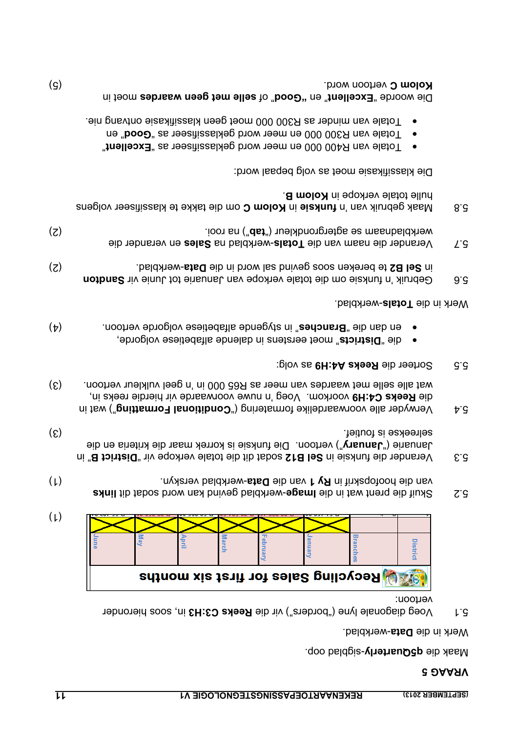## VRAAG 5

Maak die **q5Quarterly**-sigblad oop.

Werk in die **Data**-werkblad.

5.1 Voeg diagonale lyne ("borders") vir die **Reeks C3:H3** in, soos hieronder vertoon: (1)

| District | Branches | January | February | March | April | May | June |
|---|---|---|---|---|---|---|---|

5.2 Skuif die prent wat in die **Image**-werkblad gevind kan word sodat dit **links** van die hoofopskrif in **Ry 1** van die **Data**-werkblad verskyn. (1)

5.3 Verander die funksie in **Sel B12** sodat dit die totale verkope vir "**District B**" in Januarie ("**January**") vertoon. Die funksie is korrek maar die kriteria en die selreekse is foutief. (3)

5.4 Verwyder alle voorwaardelike formatering ("**Conditional Formatting**") wat in die **Reeks C4:H9** voorkom. Voeg 'n nuwe voorwaarde vir hierdie reeks in, wat alle selle met waardes van meer as R65 000 in 'n geel vulkleur vertoon. (3)

5.5 Sorteer die **Reeks A4:H9** as volg:

- die "**Districts**" moet eerstens in dalende alfabetiese volgorde,
- en dan die "**Branches**" in stygende alfabetiese volgorde vertoon. (4)

Werk in die **Totals**-werkblad.

5.6 Gebruik 'n funksie om die totale verkope van Januarie tot Junie vir **Sandton** in **Sel B2** te bereken soos gevind sal word in die **Data**-werkblad. (2)

5.7 Verander die naam van die **Totals**-werkblad na **Sales** en verander die werkbladnaam se agtergrondkleur ("**tab**") na rooi. (2)

5.8 Maak gebruik van 'n **funksie** in **Kolom C** om die takke te klassifiseer volgens hulle totale verkope in **Kolom B**.

Die klassifikasie moet as volg bepaal word:

- Totale van R400 000 en meer word geklassifiseer as "**Excellent**"
- Totale van R300 000 en meer word geklassifiseer as "**Good**" en
- Totale van minder as R300 000 moet geen klassifikasie ontvang nie.

Die woorde "**Excellent**" en "**Good**" of **selle met geen waardes** moet in **Kolom C** vertoon word. (5)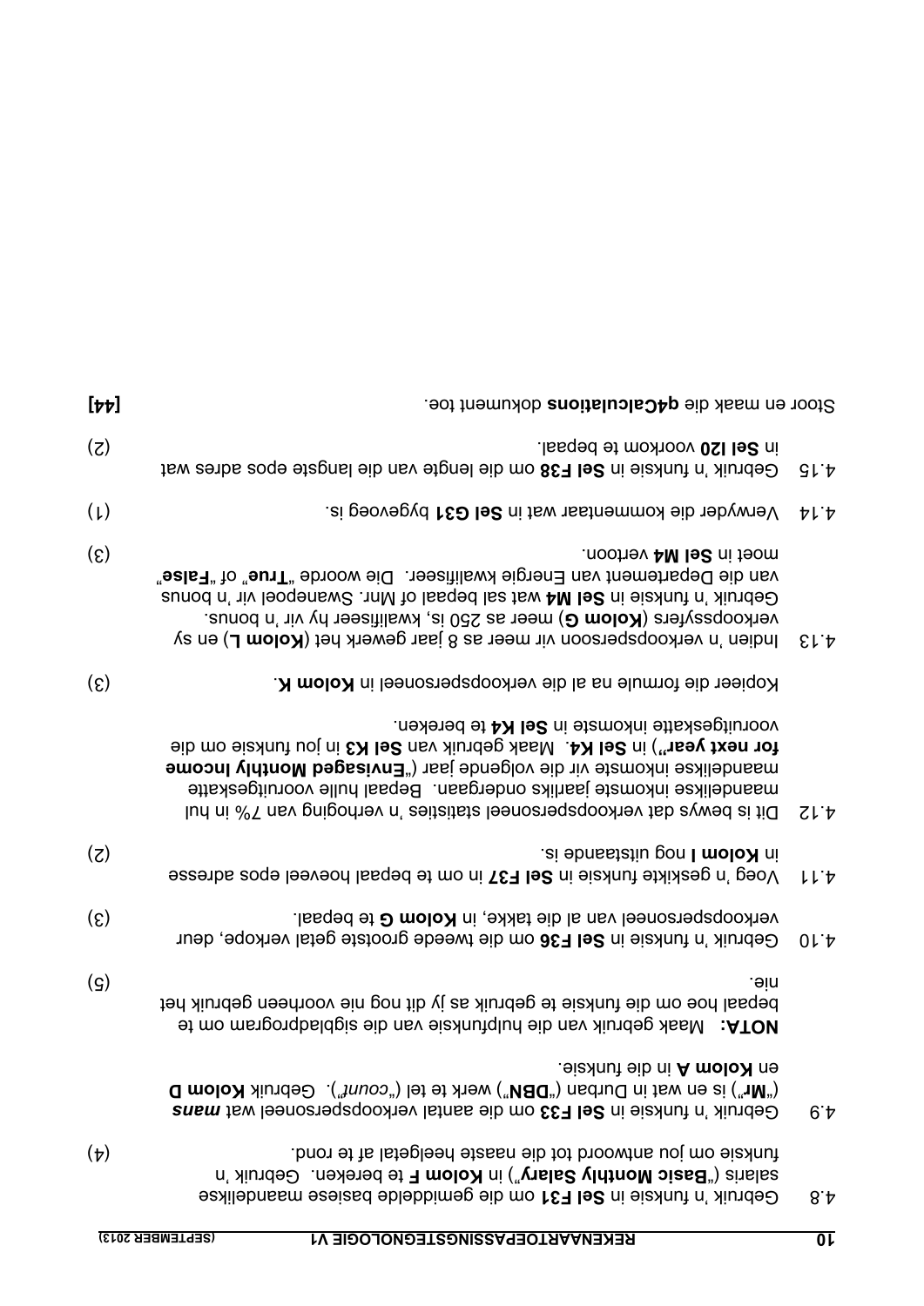4.8 Gebruik 'n funksie in **Sel F31** om die gemiddelde basiese maandelikse salaris ("**Basic Monthly Salary**") in **Kolom F** te bereken. Gebruik 'n funksie om jou antwoord tot die naaste heelgetal af te rond. (4)

4.9 Gebruik 'n funksie in **Sel F33** om die aantal verkoopspersoneel wat ***mans*** ("**Mr**") is en wat in Durban ("**DBN**") werk te tel ("*count*"). Gebruik **Kolom D** en **Kolom A** in die funksie.

**NOTA:** Maak gebruik van die hulpfunksie van die sigbladprogram om te bepaal hoe om die funksie te gebruik as jy dit nog nie voorheen gebruik het nie. (5)

4.10 Gebruik 'n funksie in **Sel F36** om die tweede grootste getal verkope, deur verkoopspersoneel van al die takke, in **Kolom G** te bepaal. (3)

4.11 Voeg 'n geskikte funksie in **Sel F37** in om te bepaal hoeveel epos adresse in **Kolom I** nog uitstaande is. (2)

4.12 Dit is bewys dat verkoopspersoneel statisties 'n verhoging van 7% in hul maandelikse inkomste jaarliks ondergaan. Bepaal hulle vooruitgeskatte maandelikse inkomste vir die volgende jaar ("**Envisaged Monthly Income for next year**") in **Sel K4**. Maak gebruik van **Sel K3** in jou funksie om die vooruitgeskatte inkomste in **Sel K4** te bereken.

Kopieer die formule na al die verkoopspersoneel in **Kolom K**. (3)

4.13 Indien 'n verkoopspersoon vir meer as 8 jaar gewerk het (**Kolom L**) en sy verkoopssyfers (**Kolom G**) meer as 250 is, kwalifiseer hy vir 'n bonus. Gebruik 'n funksie in **Sel M4** wat sal bepaal of Mnr. Swanepoel vir 'n bonus van die Departement van Energie kwalifiseer. Die woorde "**True**" of "**False**" moet in **Sel M4** vertoon. (3)

4.14 Verwyder die kommentaar wat in **Sel G31** bygevoeg is. (1)

4.15 Gebruik 'n funksie in **Sel F38** om die lengte van die langste epos adres wat in **Sel I20** voorkom te bepaal. (2)

Stoor en maak die **q4Calculations** dokument toe. **[44]**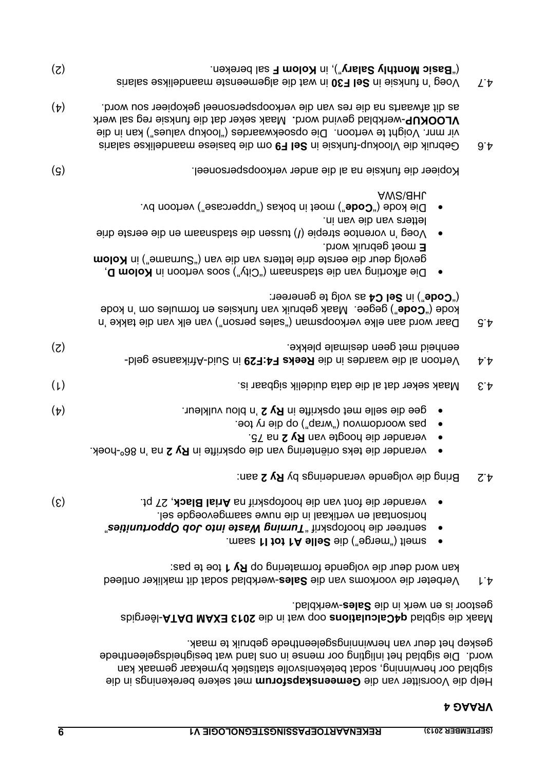## VRAAG 4

Help die Voorsitter van die **Gemeenskapsforum** met sekere berekenings in die sigblad oor herwinning, sodat betekenisvolle statistiek bymekaar gemaak kan word. Die sigblad het inligting oor mense in ons land wat besigheidsgeleenthede geskep het deur van herwinningsgeleenthede gebruik te maak.

Maak die sigblad **q4Calculations** oop wat in die **2013 EXAM DATA**-lêergids gestoor is en werk in die **Sales**-werkblad.

4.1 Verbeter die voorkoms van die **Sales**-werkblad sodat dit makliker ontleed kan word deur die volgende formatering op **Ry 1** toe te pas:

- smelt ("merge") die **Selle A1 tot I1** saam.
- senteer die hoofopskrif "***Turning Waste into Job Opportunities***" horisontaal en vertikaal in die nuwe saamgevoegde sel.
- verander die font van die hoofopskrif na **Arial Black**, 27 pt. (3)

4.2 Bring die volgende veranderings by **Ry 2** aan:

- verander die teks oriëntering van die opskrifte in **Ry 2** na 'n 86°-hoek.
- verander die hoogte van **Ry 2** na 75.
- pas woordomvou ("wrap") op die ry toe.
- gee die selle met opskrifte in **Ry 2** 'n blou vulkleur. (4)

4.3 Maak seker dat al die data duidelik sigbaar is. (1)

4.4 Vertoon al die waardes in die **Reeks F4:F29** in Suid-Afrikaanse geldeenheid met geen desimale plekke. (2)

4.5 Daar word aan elke verkoopsman ("sales person") van elk van die takke 'n kode ("**Code**") gegee. Maak gebruik van funksies en formules om 'n kode ("**Code**") in **Sel C4** as volg te genereer:

- Die afkorting van die stadsnaam ("City") soos vertoon in **Kolom D**, gevolg deur die eerste drie letters van die van ("Surname") in **Kolom E** moet gebruik word.
- Voeg 'n vorentoe strepie (/) tussen die stadsnaam en die eerste drie letters van die van in.
- Die kode ("**Code**") moet in bokas ("uppercase") vertoon bv. JHB/SWA

Kopieer die funksie na al die ander verkoopspersoneel. (5)

4.6 Gebruik die Vlookup-funksie in **Sel F9** om die basiese maandelikse salaris vir mnr. Voight te vertoon. Die opsoekwaardes ("lookup values") kan in die **VLOOKUP**-werkblad gevind word. Maak seker dat die funksie reg sal werk as dit afwaarts na die res van die verkoopspersoneel gekopieer sou word. (4)

4.7 Voeg 'n funksie in **Sel F30** in wat die algemeenste maandelikse salaris ("**Basic Monthly Salary**"), in **Kolom F** sal bereken. (2)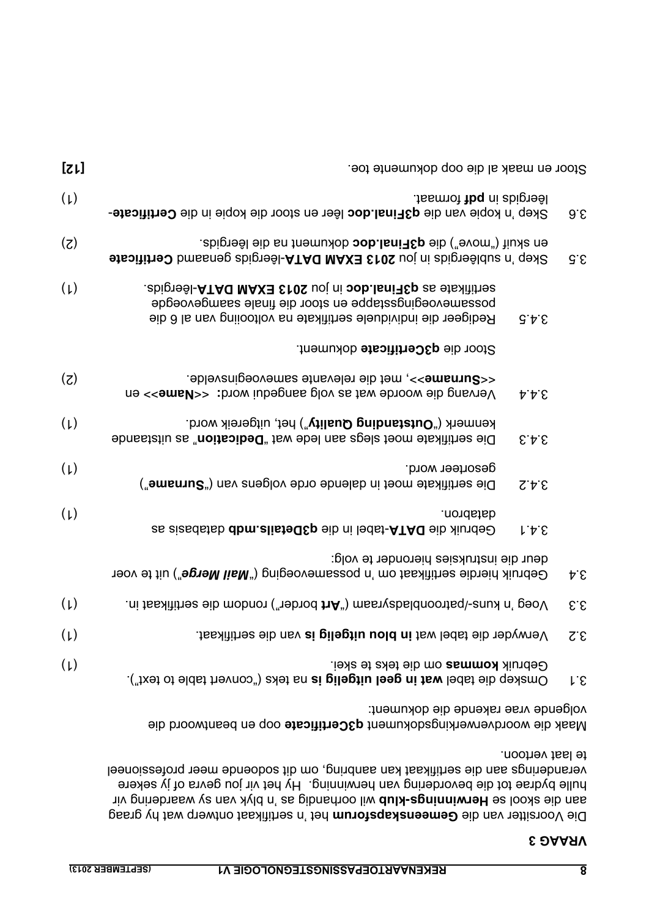## VRAAG 3

Die Voorsitter van die **Gemeenskapsforum** het 'n sertifikaat ontwerp wat hy graag aan die skool se **Herwinnings-klub** wil oorhandig as 'n blyk van sy waardering vir hulle bydrae tot die bevordering van herwinning. Hy het vir jou gevra of jy sekere veranderings aan die sertifikaat kan aanbring, om dit sodoende meer professioneel te laat vertoon.

Maak die woordverwerkingsdokument ***q3Certificate*** oop en beantwoord die volgende vrae rakende die dokument:

3.1 Omskep die tabel **wat in geel uitgelig is** na teks ("convert table to text"). Gebruik **kommas** om die teks te skei. (1)

3.2 Verwyder die tabel wat **in blou uitgelig is** van die sertifikaat. (1)

3.3 Voeg 'n kuns-/patroonbladsyraam ("**Art** border") rondom die sertifikaat in. (1)

3.4 Gebruik hierdie sertifikaat om 'n possamevoeging ("***Mail Merge***") uit te voer deur die instruksies hieronder te volg:

3.4.1 Gebruik die **DATA**-tabel in die **q3Details.mdb** databasis as databron. (1)

3.4.2 Die sertifikate moet in dalende orde volgens van ("**Surname**") gesorteer word. (1)

3.4.3 Die sertifikate moet slegs aan lede wat "**Dedication**" as uitstaande kenmerk ("**Outstanding Quality**") het, uitgereik word. (1)

3.4.4 Vervang die woorde wat as volg aangedui word: <<**Name**>> en <<**Surname**>>, met die relevante samevoegingsvelde. (2)

Stoor die **q3Certificate** dokument.

3.4.5 Redigeer die individuele sertifikate na voltooiing van al 6 die possamevoegingsstappe en stoor die finale saamgevoegde sertifikate as **q3Final.doc** in jou **2013 EXAM DATA**-lêergids. (1)

3.5 Skep 'n sublêergids in jou **2013 EXAM DATA**-lêergids genaamd **Certificate** en skuif ("move") die **q3Final.doc** dokument na die lêergids. (2)

3.6 Skep 'n kopie van die **q3Final.doc** lêer en stoor die kopie in die **Certificate**-lêergids in **pdf** formaat. (1)

Stoor en maak al die oop dokumente toe. **[12]**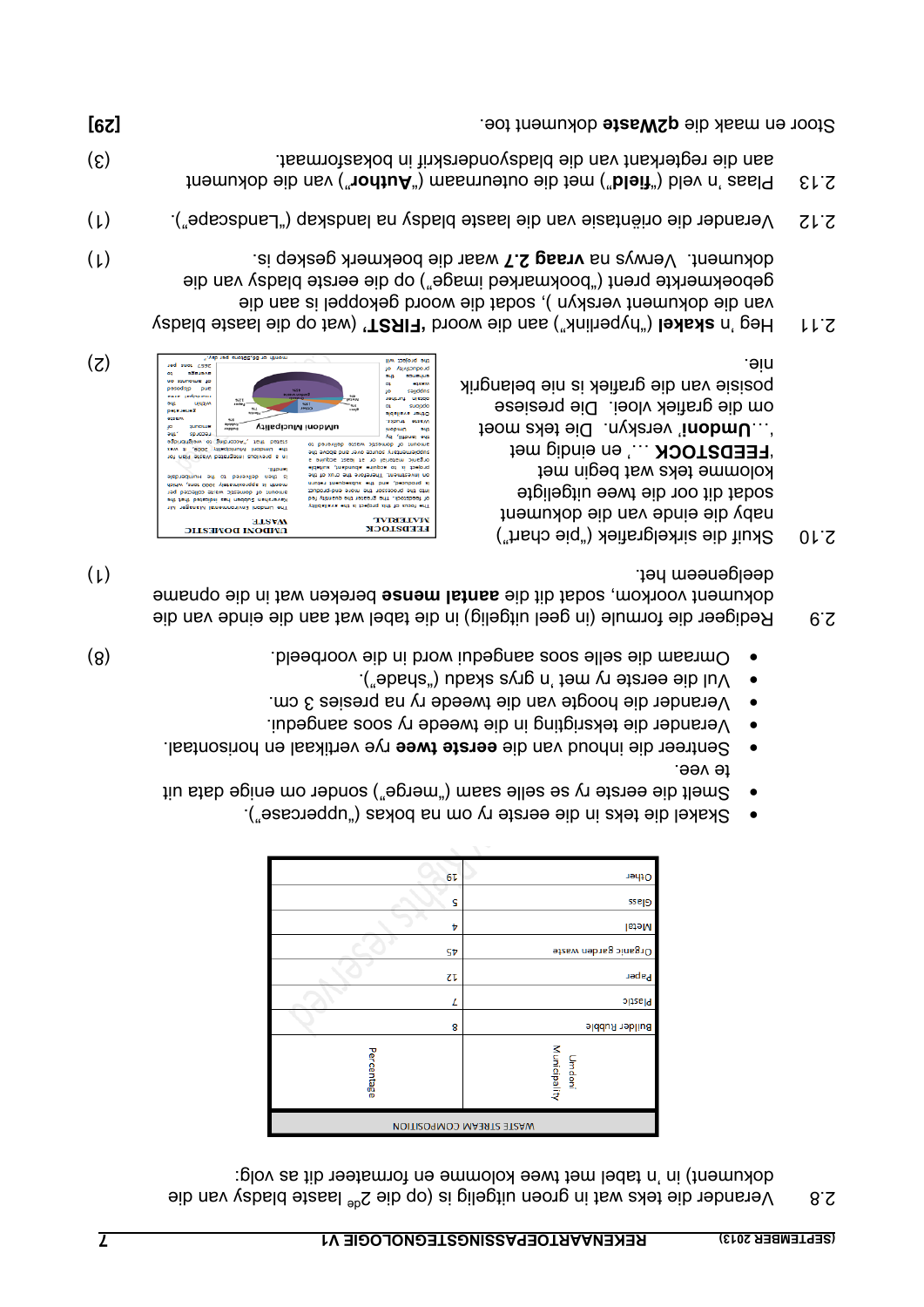2.8 Verander die teks wat in groen uitgelig is (op die $2^{de}$ laaste bladsy van die dokument) in 'n tabel met twee kolomme en formateer dit as volg:

| WASTE STREAM COMPOSITION | |
|---|---|
| Umdoni Municipality | Percentage |
| Builder Rubble | 8 |
| Plastic | 7 |
| Paper | 12 |
| Organic garden waste | 45 |
| Metal | 4 |
| Glass | 5 |
| Other | 19 |

- Skakel die teks in die eerste ry om na bokas ("uppercase").
- Smelt die eerste ry se selle saam ("merge") sonder om enige data uit te vee.
- Sentreer die inhoud van die **eerste twee** rye vertikaal en horisontaal.
- Verander die teksrigting in die tweede ry soos aangedui.
- Verander die hoogte van die tweede ry na presies 3 cm.
- Vul die eerste ry met 'n grys skadu ("shade").
- Omraam die selle soos aangedui word in die voorbeeld. (8)

2.9 Redigeer die formule (in geel uitgelig) in die tabel wat aan die einde van die dokument voorkom, sodat dit die **aantal mense** bereken wat in die opname deelgeneem het. (1)

2.10 Skuif die sirkelgrafiek ("pie chart") naby die einde van die dokument sodat dit oor die twee uitgeligte kolomme teks wat begin met '**FEEDSTOCK** …' en eindig met '…**Umdoni**' versprei. Die teks moet om die grafiek vloei. Die presiese posisie van die grafiek is nie belangrik nie. (2)

2.11 Heg 'n **skakel** ("hyperlink") aan die woord '**FIRST**' (wat op die laaste bladsy van die dokument verskyn), sodat die woord gekoppel is aan die geboekmerkte prent ("bookmarked image") op die eerste bladsy van die dokument. Verwys na **vraag 2.7** waar die boekmerk geskep is. (1)

2.12 Verander die oriëntasie van die laaste bladsy na landskap ("Landscape"). (1)

2.13 Plaas 'n veld ("**field**") met die outeurnaam ("**Author**") van die dokument aan die regterkant van die bladsyonderskrif in bokasformaat. (3)

Stoor en maak die **q2Waste** dokument toe. **[29]**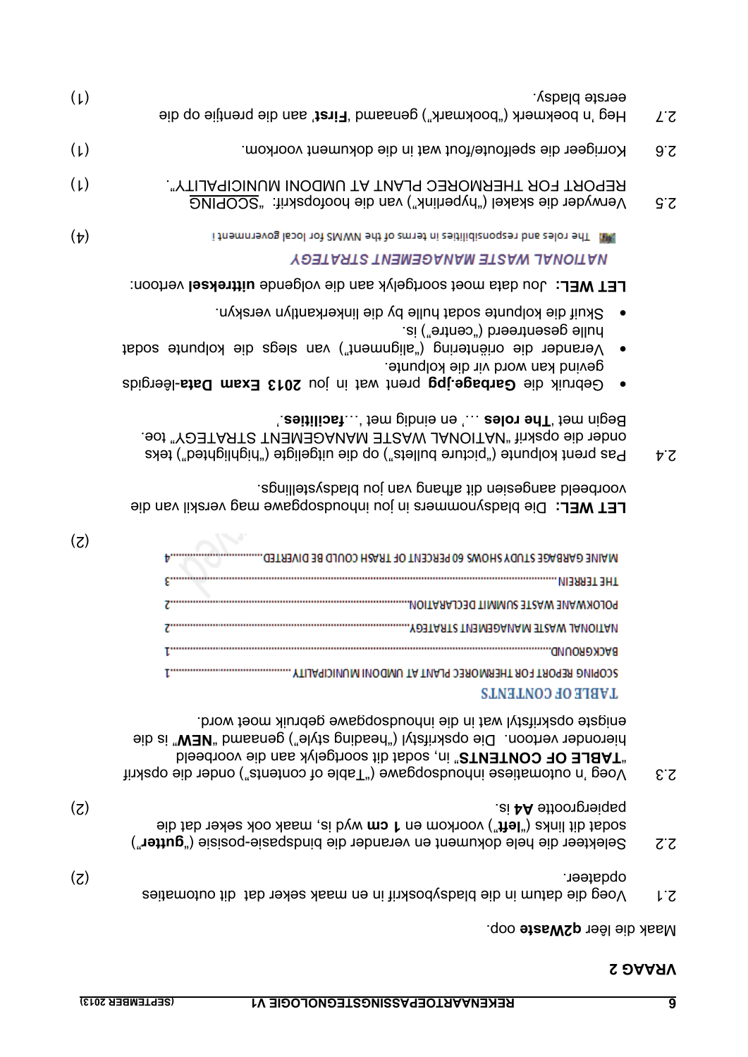## VRAAG 2

Maak die lêer **q2Waste** oop.

2.1 Voeg die datum in die bladsyboskrif in en maak seker dat dit outomaties opdateer. (2)

2.2 Selekteer die hele dokument en verander die bindspasie-posisie ("**gutter**") sodat dit links ("**left**") voorkom en **1 cm** wyd is, maak ook seker dat die papiergrootte **A4** is. (2)

2.3 Voeg 'n outomatiese inhoudsopgawe ("Table of contents") onder die opskrif "**TABLE OF CONTENTS**" in, sodat dit soortgelyk aan die voorbeeld hieronder vertoon. Die opskrifstyl ("heading style") genaamd "**NEW**" is die enigste opskrifstyl wat in die inhoudsopgawe gebruik moet word.

TABLE OF CONTENTS

SCOPING REPORT FOR THERMOREC PLANT AT UMDONI MUNICIPALITY ..........1
BACKGROUND..........1
NATIONAL WASTE MANAGEMENT STRATEGY..........2
POLOKWANE WASTE SUMMIT DECLARATION..........2
THE TERRAIN..........3
MAINE GARBAGE STUDY SHOWS 60 PERCENT OF TRASH COULD BE DIVERTED..........4

(2)

**LET WEL:** Die bladsynommers in jou inhoudsopgawe mag verskil van die voorbeeld aangesien dit afhang van jou bladsystellings.

2.4 Pas prent kolpunte ("picture bullets") op die uitgeligte ("highlighted") teks onder die opskrif "NATIONAL WASTE MANAGEMENT STRATEGY" toe. Begin met '**The roles** …' en eindig met '…**facilities**.'

- Gebruik die **Garbage.jpg** prent wat in jou **2013 Exam Data**-lêergids gevind kan word vir die kolpunte.
- Verander die oriëntering ("alignment") van slegs die kolpunte sodat hulle gesentreerd ("centre") is.
- Skuif die kolpunte sodat hulle by die linkerkantlyn verskyn.

**LET WEL:** Jou data moet soortgelyk aan die volgende **uittreksel** vertoon:

*NATIONAL WASTE MANAGEMENT STRATEGY*

The roles and responsibilities in terms of the NWMS for local government : (4)

2.5 Verwyder die skakel ("hyperlink") van die hoofopskrif: "SCOPING REPORT FOR THERMOREC PLANT AT UMDONI MUNICIPALITY". (1)

2.6 Korrigeer die spelfoute/fout wat in die dokument voorkom. (1)

2.7 Heg 'n boekmerk ("bookmark") genaamd '**First**' aan die prentjie op die eerste bladsy. (1)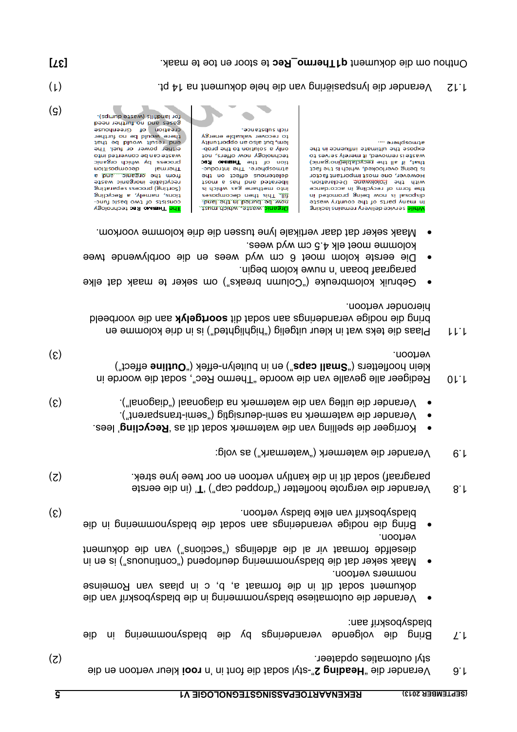1.6 Verander die "**Heading 2**"-styl sodat die font in 'n **rooi** kleur vertoon en die styl outomaties opdateer. (2)

1.7 Bring die volgende veranderings by die bladsynommering in die bladsyboskrif aan:

- Verander die outomatiese bladsynommering in die bladsyboskrif van die dokument sodat dit in die formaat a, b, c in plaas van Romeinse nommers vertoon.
- Maak seker dat die bladsynommering deurlopend ("continuous") is en in dieselfde formaat vir al die afdelings ("sections") van die dokument vertoon.
- Bring die nodige veranderings aan sodat die bladsynommering in die bladsyboskrif van elke bladsy vertoon. (3)

1.8 Verander die vergrote hoofletter ("dropped cap") '**T**' (in die eerste paragraaf) sodat dit in die kantlyn vertoon en oor twee lyne strek. (2)

1.9 Verander die watermerk ("watermark") as volg:

- Korrigeer die spelling van die watermerk sodat dit as '**Recycling**' lees.
- Verander die watermerk na semi-deursigtig ("semi-transparent").
- Verander die uitleg van die watermerk na diagonaal ("diagonal"). (3)

1.10 Redigeer alle gevalle van die woorde "Thermo Rec", sodat die woorde in klein hoofletters ("**Small caps**") en in buitelyn-effek ("**Outline** effect") vertoon. (3)

1.11 Plaas die teks wat in kleur uitgelig ("highlighted") is in drie kolomme en bring die nodige veranderings aan sodat dit **soortgelyk** aan die voorbeeld hieronder vertoon.

- Gebruik kolombreuke ("Column breaks") om seker te maak dat elke paragraaf boaan 'n nuwe kolom begin.
- Die eerste kolom moet 6 cm wyd wees en die oorblywende twee kolomme moet elk 4.5 cm wyd wees.
- Maak seker dat daar vertikale lyne tussen die drie kolomme voorkom.

| | | |
|---|---|---|
| While service delivery remains lacking in many parts of the country waste disposal is now being promoted in the form of recycling in accordance with the Polokwane Declaration. However, one most important factor is being overlooked, which is the fact that, if all the recyclable(inorganic) waste is removed, it merely serves to expose the ultimate influence in the atmosphere .... | Organic waste, which must now be buried in the landfill. This then decomposes into methane gas which is liberated and has a most deleterious effect on the atmosphere. The introduction of the THERMO REC technology now offers, not only a solution to the problem, but also an opportunity to recover valuable energy rich substances. | The THERMO REC technology consists of two basic functions, namely, a Recycling (Sorting) process separating recyclable inorganic waste from the organic and a Thermal decomposition process by which organic waste can be converted into either power or fuel. The end result would be that there would be no further creation of Greenhouse gases and no further need for landfills (waste dumps). |

(5)

1.12 Verander die lynspasiëring van die hele dokument na *14* pt. (1)

Onthou om die dokument **q1Thermo_Rec** te stoor en toe te maak. **[37]**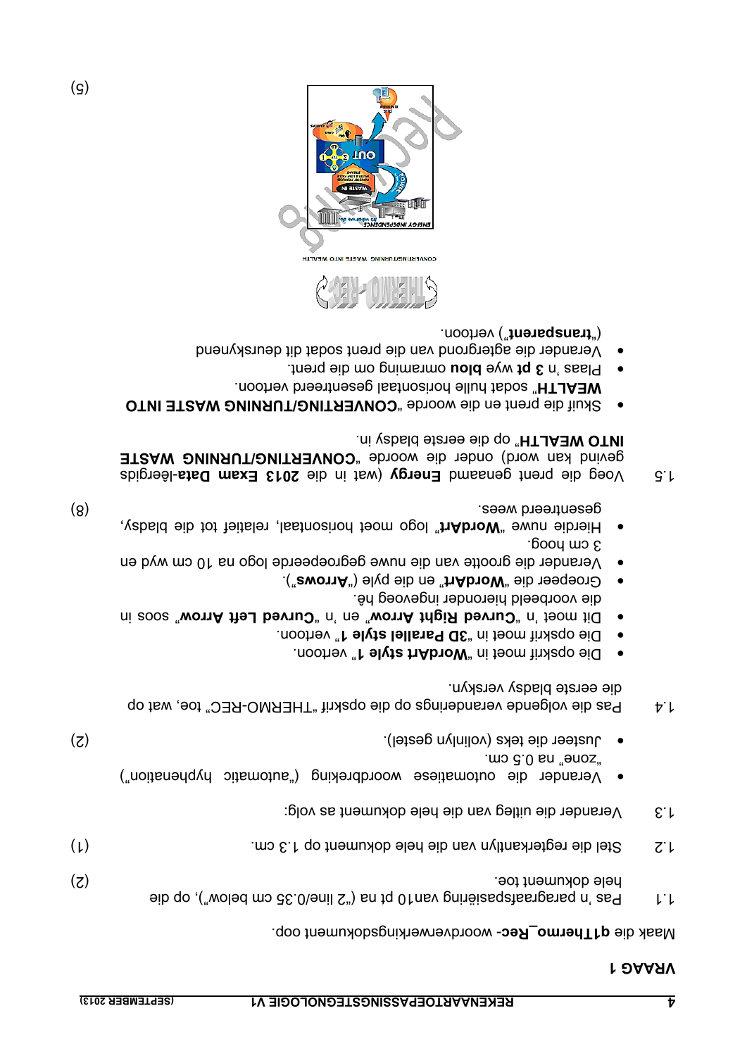# VRAAG 1

Maak die **q1Thermo_Rec**- woordverwerkingsdokument oop.

1.1 Pas 'n paragraafspasiëring van 10 pt na ("2 line/0.35 cm below"), op die hele dokument toe. (2)

1.2 Stel die regterkantlyn van die hele dokument op 1.3 cm. (1)

1.3 Verander die uitleg van die hele dokument as volg:

- Verander die automatiese woordbreking ("automatic hyphenation") "zone" na 0.5 cm.
- Justeer die teks (volinlyn gestel). (2)

1.4 Pas die volgende veranderings op die opskrif "THERMO-REC" toe, wat op die eerste bladsy verskyn.

- Die opskrif moet in "**WordArt style 1**" vertoon.
- Die opskrif moet in "**3D Paralell style 1**" vertoon.
- Dit moet 'n "**Curved Right Arrow**" en 'n "**Curved Left Arrow**" soos in die voorbeeld hieronder ingevoeg hê.
- Groepeer die "**WordArt**" en die pyle ("**Arrows**").
- Verander die grootte van die nuwe gegroepeerde logo na 10 cm wyd en 3 cm hoog.
- Hierdie nuwe "**WordArt**" logo moet horisontaal, relatief tot die bladsy, gesentreerd wees. (8)

1.5 Voeg die prent genaamd **Energy** (wat in die **2013 Exam Data**-lêergids gevind kan word) onder die woorde "**CONVERTING/TURNING WASTE INTO WEALTH**" op die eerste bladsy in.

- Skuif die prent en die woorde "**CONVERTING/TURNING WASTE INTO WEALTH**" sodat hulle horisontaal gesentreerd vertoon.
- Plaas 'n **3 pt** wye **blou** omraming om die prent.
- Verander die agtergrond van die prent sodat dit deurskynend ("**transparent**") vertoon.

CONVERTING/TURNING WASTE INTO WEALTH

(5)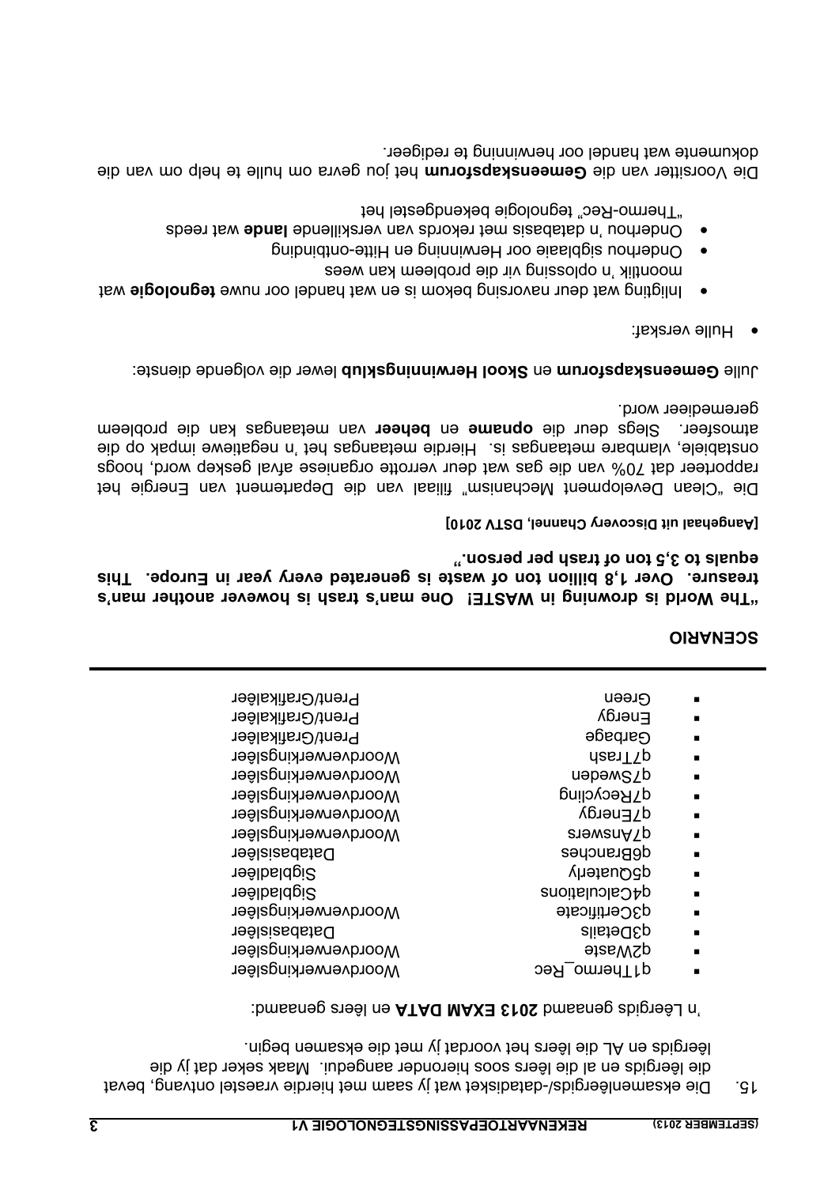15. Die eksamenlêergids/-dataskyf wat jy saam met hierdie vraestel ontvang, bevat die lêergids en al die lêers soos hieronder aangedui. Maak seker dat jy die lêergids en AL die lêers het voordat jy met die eksamen begin.

'n Lêergids genaamd **2013 EXAM DATA** en lêers genaamd:

- q1Thermo_Rec — Woordverwerkingslêer
- q2Waste — Woordverwerkingslêer
- q3Details — Databasislêer
- q3Certificate — Woordverwerkingslêer
- q4Calculations — Sigbladlêer
- q5Quaterly — Sigbladlêer
- q6Branches — Databasislêer
- q7Answers — Woordverwerkingslêer
- q7Energy — Woordverwerkingslêer
- q7Recycling — Woordverwerkingslêer
- q7Sweden — Woordverwerkingslêer
- q7Trash — Woordverwerkingslêer
- Garbage — Prent/Grafikalêer
- Energy — Prent/Grafikalêer
- Green — Prent/Grafikalêer

---

## SCENARIO

**"The World is drowning in WASTE! One man's trash is however another man's treasure. Over 1,8 billion ton of waste is generated every year in Europe. This equals to 3,5 ton of trash per person."**

**[Aangehaal uit Discovery Channel, DSTV 2010]**

Die "Clean Development Mechanism" filiaal van die Departement van Energie het rapporteer dat 70% van die gas wat deur verrotte organiese afval geskep word, hoogs onstabiele, vlambare metaangas is. Hierdie metaangas het 'n negatiewe impak op die atmosfeer. Slegs deur die **opname** en **beheer** van metaangas kan die probleem geremedieer word.

Julle **Gemeenskapsforum** en **Skool Herwinningsklub** lewer die volgende dienste:

- Hulle verskaf:
  - Inligting wat deur navorsing bekom is en wat handel oor nuwe **tegnologie** wat moontlik 'n oplossing vir die probleem kan wees
  - Onderhou sigblaaie oor Herwinning en Hitte-ontbinding
  - Onderhou 'n databasis met rekords van verskillende **lande** wat reeds "Thermo-Rec" tegnologie bekendgestel het

Die Voorsitter van die **Gemeenskapsforum** het jou gevra om hulle te help om van die dokumente wat handel oor herwinning te redigeer.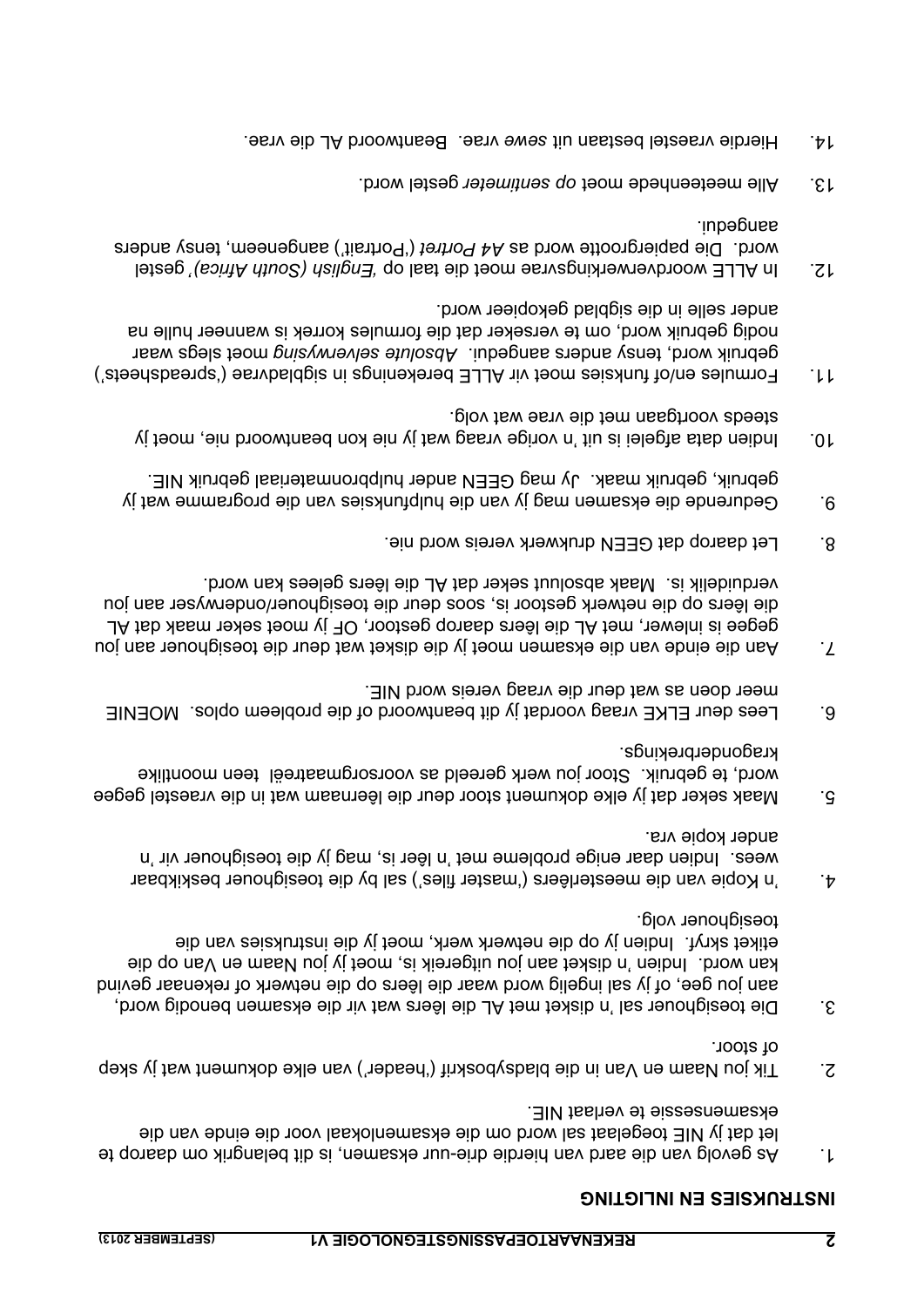## INSTRUKSIES EN INLIGTING

1. As gevolg van die aard van hierdie drie-uur eksamen, is dit belangrik om daarop te let dat jy NIE toegelaat sal word om die eksamenlokaal voor die einde van die eksamensessie te verlaat NIE.

2. Tik jou Naam en Van in die bladsyboskrif ('header') van elke dokument wat jy skep of stoor.

3. Die toesighouer sal 'n disket met AL die lêers wat vir die eksamen benodig word, aan jou gee, of jy sal ingelig word waar die lêers op die netwerk of rekenaar gevind kan word. Indien 'n disket aan jou uitgereik is, moet jy jou Naam en Van op die etiket skryf. Indien jy op die netwerk werk, moet jy die instruksies van die toesighouer volg.

4. 'n Kopie van die meesterlêers ('master files') sal by die toesighouer beskikbaar wees. Indien daar enige probleme met 'n lêer is, mag jy die toesighouer vir 'n ander kopie vra.

5. Maak seker dat jy elke dokument stoor deur die lêernaam wat in die vraestel gegee word, te gebruik. Stoor jou werk gereeld as voorsorgmaatreël teen moontlike kragonderbrekings.

6. Lees deur ELKE vraag voordat jy dit beantwoord of die probleem oplos. MOENIE meer doen as wat deur die vraag vereis word NIE.

7. Aan die einde van die eksamen moet jy die disket wat deur die toesighouer aan jou gegee is inlewer, met AL die lêers daarop gestoor, OF jy moet seker maak dat AL die lêers op die netwerk gestoor is, soos deur die toesighouer/onderwyser aan jou verduidelik is. Maak absoluut seker dat AL die lêers gelees kan word.

8. Let daarop dat GEEN drukwerk vereis word nie.

9. Gedurende die eksamen mag jy van die hulpfunksies van die programme wat jy gebruik, gebruik maak. Jy mag GEEN ander hulpbronmateriaal gebruik NIE.

10. Indien data afgelei is uit 'n vorige vraag wat jy nie kon beantwoord nie, moet jy steeds voortgaan met die vrae wat volg.

11. Formules en/of funksies moet vir ALLE berekenings in sigbladvrae ('spreadsheets') gebruik word, tensy anders aangedui. *Absolute selverwysing* moet slegs waar nodig gebruik word, om te verseker dat die formules korrek is wanneer hulle na ander selle in die sigblad gekopieer word.

12. In ALLE woordverwerkingsvrae moet die taal op *'English (South Africa)'* gestel word. Die papiergrootte word as *A4 Portret* ('Portrait') aangeneem, tensy anders aangedui.

13. Alle meeteenhede moet *op sentimeter* gestel word.

14. Hierdie vraestel bestaan uit *sewe* vrae. Beantwoord AL die vrae.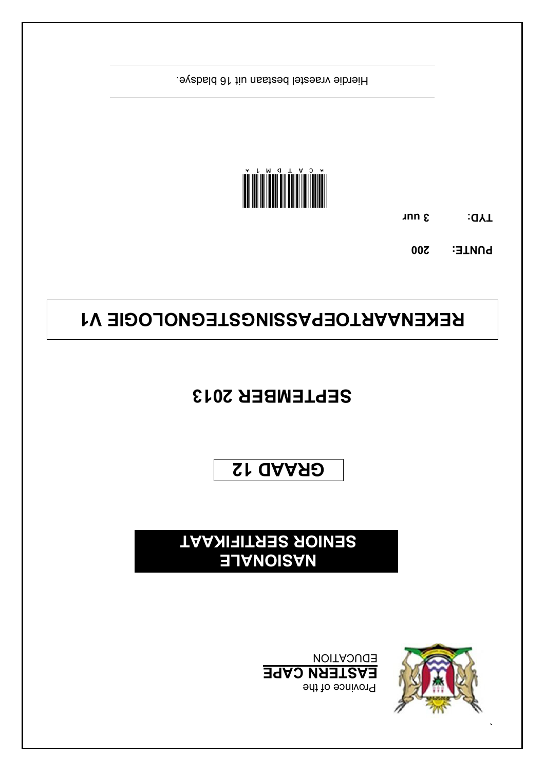Province of the
**EASTERN CAPE**
EDUCATION

# NASIONALE SENIOR SERTIFIKAAT

# GRAAD 12

# SEPTEMBER 2013

# REKENAARTOEPASSINGSTEGNOLOGIE V1

**PUNTE:** **200**

**TYD:** **3 uur**

\*CATDM1\*

Hierdie vraestel bestaan uit 16 bladsye.